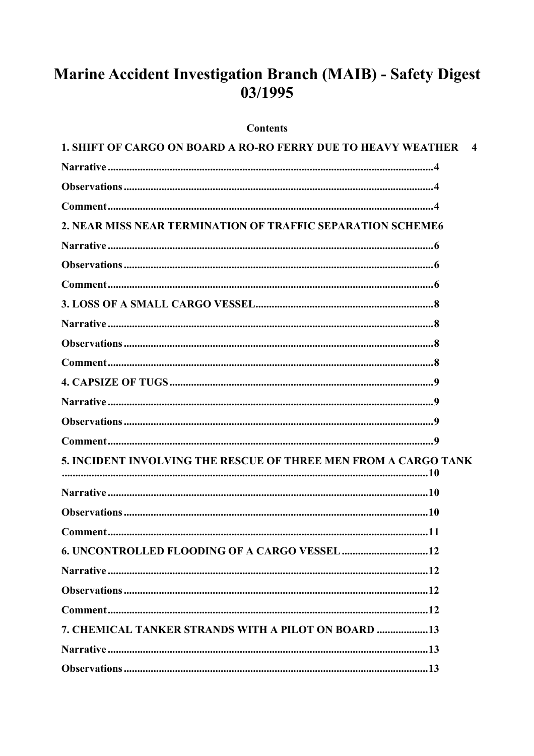# Marine Accident Investigation Branch (MAIB) - Safety Digest 03/1995

**Contents**

**1. SHIFT OF CARGO ON BOARD A RO-RO FERRY DUE TO HEAVY WEATHER 4**

**Narrative ........................................................................................................................4**

**Observations ..................................................................................................................4**

**Comment........................................................................................................................4**

**2. NEAR MISS NEAR TERMINATION OF TRAFFIC SEPARATION SCHEME6**

**Narrative ........................................................................................................................6**

**Observations ..................................................................................................................6**

**Comment........................................................................................................................6**

**3. LOSS OF A SMALL CARGO VESSEL..................................................................8**

**Narrative ........................................................................................................................8**

**Observations ..................................................................................................................8**

**Comment........................................................................................................................8**

**4. CAPSIZE OF TUGS .................................................................................................9**

**Narrative ........................................................................................................................9**

**Observations ..................................................................................................................9**

**Comment........................................................................................................................9**

**5. INCIDENT INVOLVING THE RESCUE OF THREE MEN FROM A CARGO TANK ......................................................................................................................10**

**Narrative ......................................................................................................................10**

**Observations ................................................................................................................10**

**Comment......................................................................................................................11**

**6. UNCONTROLLED FLOODING OF A CARGO VESSEL ................................12**

**Narrative ......................................................................................................................12**

**Observations ................................................................................................................12**

**Comment......................................................................................................................12**

**7. CHEMICAL TANKER STRANDS WITH A PILOT ON BOARD ...................13**

**Narrative ......................................................................................................................13**

**Observations ................................................................................................................13**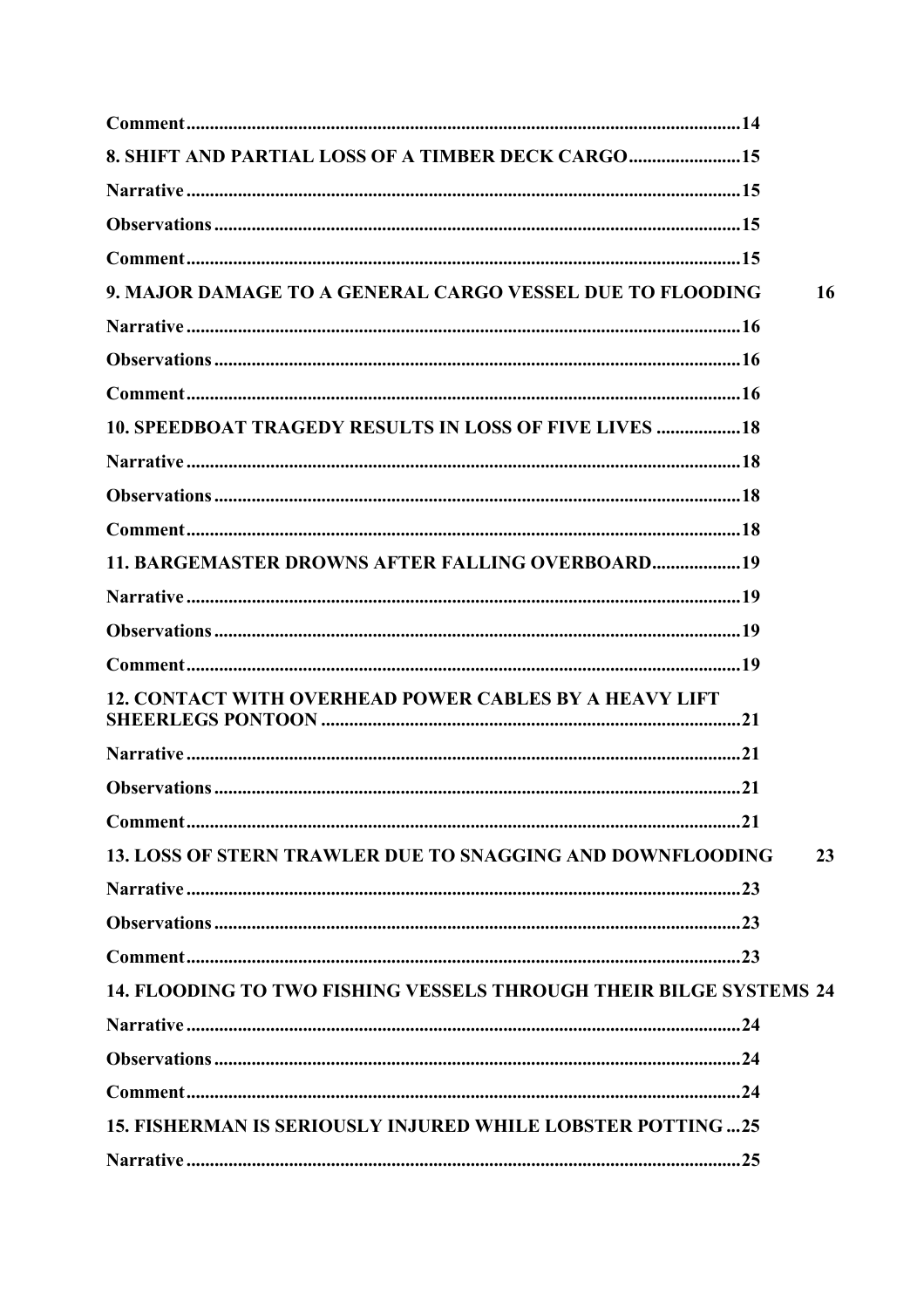**Comment**......................................................................................................................14

**8. SHIFT AND PARTIAL LOSS OF A TIMBER DECK CARGO**........................15

**Narrative**......................................................................................................................15

**Observations**................................................................................................................15

**Comment**......................................................................................................................15

**9. MAJOR DAMAGE TO A GENERAL CARGO VESSEL DUE TO FLOODING** 16

**Narrative**......................................................................................................................16

**Observations**................................................................................................................16

**Comment**......................................................................................................................16

**10. SPEEDBOAT TRAGEDY RESULTS IN LOSS OF FIVE LIVES**..................18

**Narrative**......................................................................................................................18

**Observations**................................................................................................................18

**Comment**......................................................................................................................18

**11. BARGEMASTER DROWNS AFTER FALLING OVERBOARD**...................19

**Narrative**......................................................................................................................19

**Observations**................................................................................................................19

**Comment**......................................................................................................................19

**12. CONTACT WITH OVERHEAD POWER CABLES BY A HEAVY LIFT SHEERLEGS PONTOON**..........................................................................................21

**Narrative**......................................................................................................................21

**Observations**................................................................................................................21

**Comment**......................................................................................................................21

**13. LOSS OF STERN TRAWLER DUE TO SNAGGING AND DOWNFLOODING** 23

**Narrative**......................................................................................................................23

**Observations**................................................................................................................23

**Comment**......................................................................................................................23

**14. FLOODING TO TWO FISHING VESSELS THROUGH THEIR BILGE SYSTEMS** 24

**Narrative**......................................................................................................................24

**Observations**................................................................................................................24

**Comment**......................................................................................................................24

**15. FISHERMAN IS SERIOUSLY INJURED WHILE LOBSTER POTTING**...25

**Narrative**......................................................................................................................25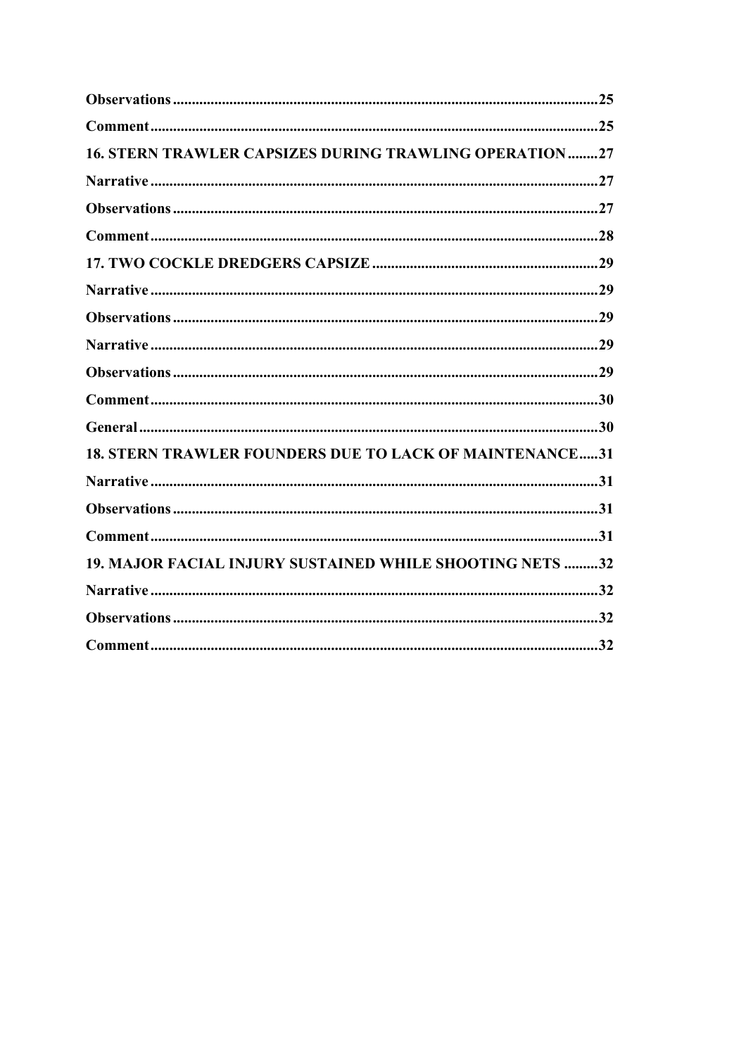**Observations**................................................................................................25

**Comment**......................................................................................................25

**16. STERN TRAWLER CAPSIZES DURING TRAWLING OPERATION**........27

**Narrative**......................................................................................................27

**Observations**................................................................................................27

**Comment**......................................................................................................28

**17. TWO COCKLE DREDGERS CAPSIZE**............................................................29

**Narrative**......................................................................................................29

**Observations**................................................................................................29

**Narrative**......................................................................................................29

**Observations**................................................................................................29

**Comment**......................................................................................................30

**General**.........................................................................................................30

**18. STERN TRAWLER FOUNDERS DUE TO LACK OF MAINTENANCE**.....31

**Narrative**......................................................................................................31

**Observations**................................................................................................31

**Comment**......................................................................................................31

**19. MAJOR FACIAL INJURY SUSTAINED WHILE SHOOTING NETS** .........32

**Narrative**......................................................................................................32

**Observations**................................................................................................32

**Comment**......................................................................................................32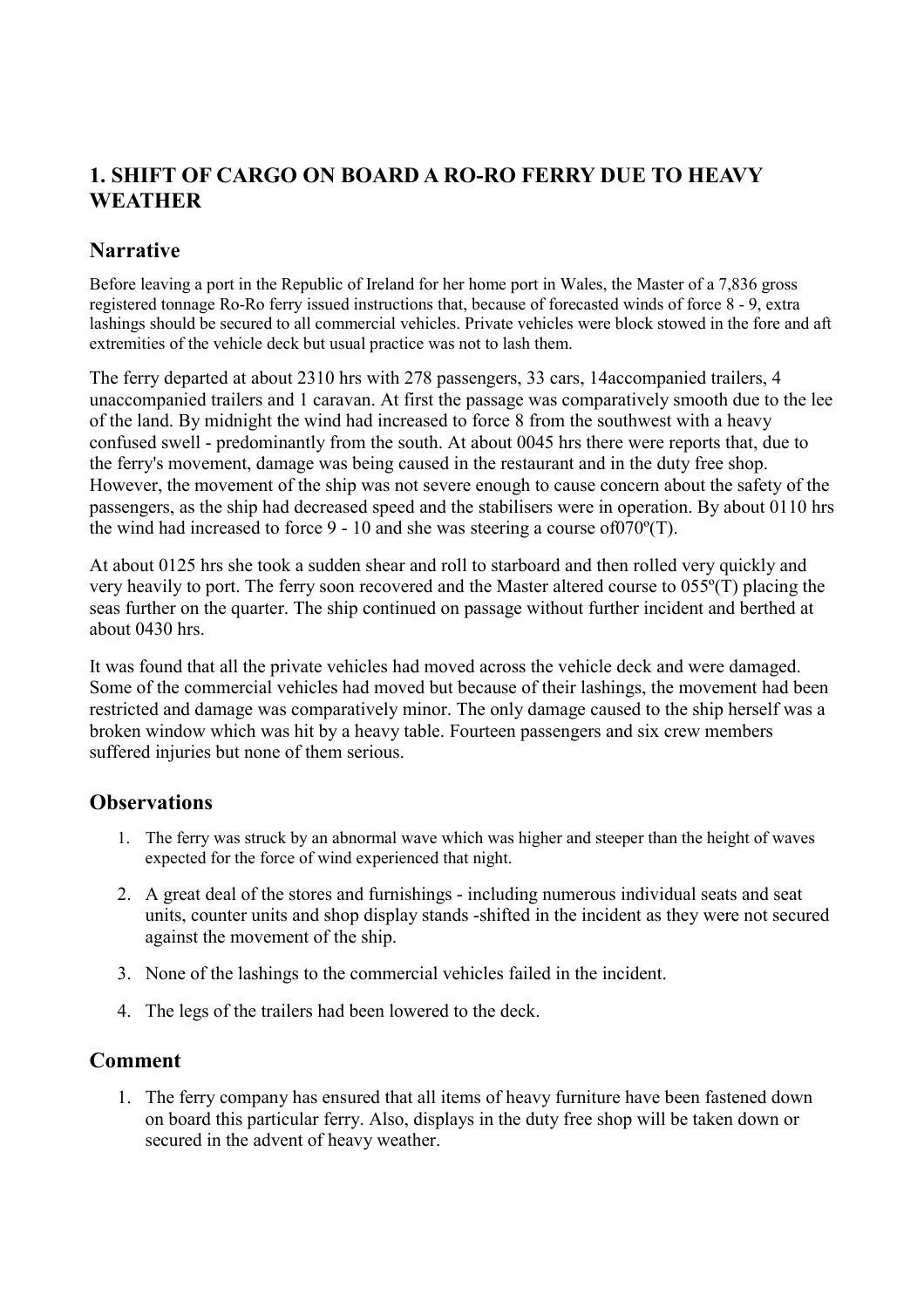## 1. SHIFT OF CARGO ON BOARD A RO-RO FERRY DUE TO HEAVY WEATHER

### Narrative

Before leaving a port in the Republic of Ireland for her home port in Wales, the Master of a 7,836 gross registered tonnage Ro-Ro ferry issued instructions that, because of forecasted winds of force 8 - 9, extra lashings should be secured to all commercial vehicles. Private vehicles were block stowed in the fore and aft extremities of the vehicle deck but usual practice was not to lash them.

The ferry departed at about 2310 hrs with 278 passengers, 33 cars, 14accompanied trailers, 4 unaccompanied trailers and 1 caravan. At first the passage was comparatively smooth due to the lee of the land. By midnight the wind had increased to force 8 from the southwest with a heavy confused swell - predominantly from the south. At about 0045 hrs there were reports that, due to the ferry's movement, damage was being caused in the restaurant and in the duty free shop. However, the movement of the ship was not severe enough to cause concern about the safety of the passengers, as the ship had decreased speed and the stabilisers were in operation. By about 0110 hrs the wind had increased to force 9 - 10 and she was steering a course of070º(T).

At about 0125 hrs she took a sudden shear and roll to starboard and then rolled very quickly and very heavily to port. The ferry soon recovered and the Master altered course to 055º(T) placing the seas further on the quarter. The ship continued on passage without further incident and berthed at about 0430 hrs.

It was found that all the private vehicles had moved across the vehicle deck and were damaged. Some of the commercial vehicles had moved but because of their lashings, the movement had been restricted and damage was comparatively minor. The only damage caused to the ship herself was a broken window which was hit by a heavy table. Fourteen passengers and six crew members suffered injuries but none of them serious.

### Observations

1. The ferry was struck by an abnormal wave which was higher and steeper than the height of waves expected for the force of wind experienced that night.
2. A great deal of the stores and furnishings - including numerous individual seats and seat units, counter units and shop display stands -shifted in the incident as they were not secured against the movement of the ship.
3. None of the lashings to the commercial vehicles failed in the incident.
4. The legs of the trailers had been lowered to the deck.

### Comment

1. The ferry company has ensured that all items of heavy furniture have been fastened down on board this particular ferry. Also, displays in the duty free shop will be taken down or secured in the advent of heavy weather.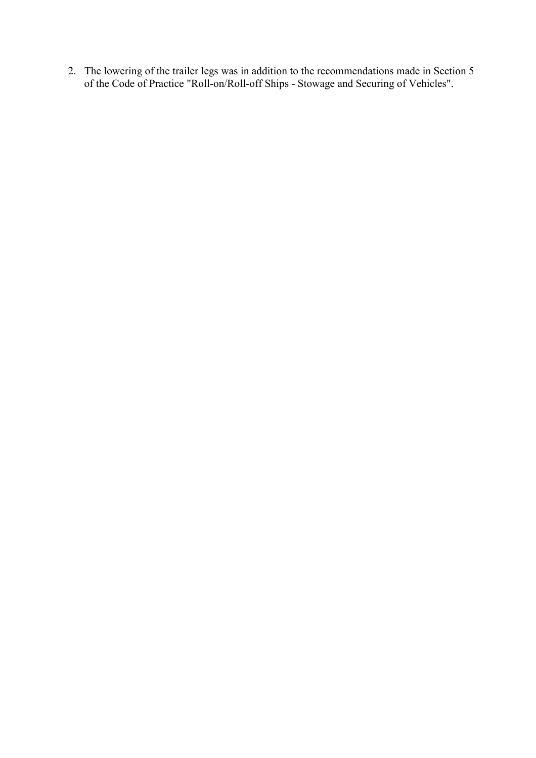2. The lowering of the trailer legs was in addition to the recommendations made in Section 5 of the Code of Practice "Roll-on/Roll-off Ships - Stowage and Securing of Vehicles".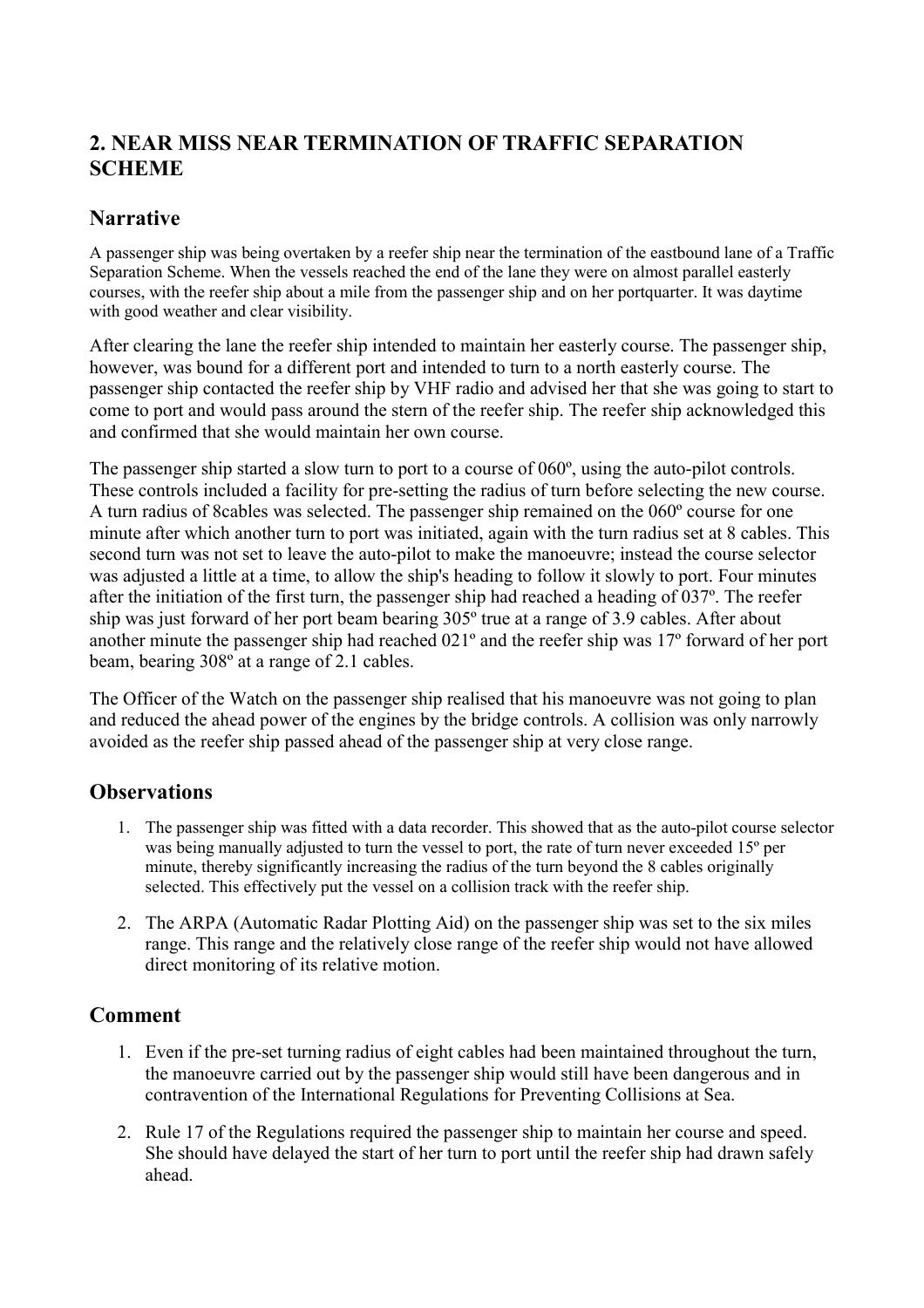## 2. NEAR MISS NEAR TERMINATION OF TRAFFIC SEPARATION SCHEME

### Narrative

A passenger ship was being overtaken by a reefer ship near the termination of the eastbound lane of a Traffic Separation Scheme. When the vessels reached the end of the lane they were on almost parallel easterly courses, with the reefer ship about a mile from the passenger ship and on her portquarter. It was daytime with good weather and clear visibility.

After clearing the lane the reefer ship intended to maintain her easterly course. The passenger ship, however, was bound for a different port and intended to turn to a north easterly course. The passenger ship contacted the reefer ship by VHF radio and advised her that she was going to start to come to port and would pass around the stern of the reefer ship. The reefer ship acknowledged this and confirmed that she would maintain her own course.

The passenger ship started a slow turn to port to a course of 060º, using the auto-pilot controls. These controls included a facility for pre-setting the radius of turn before selecting the new course. A turn radius of 8cables was selected. The passenger ship remained on the 060º course for one minute after which another turn to port was initiated, again with the turn radius set at 8 cables. This second turn was not set to leave the auto-pilot to make the manoeuvre; instead the course selector was adjusted a little at a time, to allow the ship's heading to follow it slowly to port. Four minutes after the initiation of the first turn, the passenger ship had reached a heading of 037º. The reefer ship was just forward of her port beam bearing 305º true at a range of 3.9 cables. After about another minute the passenger ship had reached 021º and the reefer ship was 17º forward of her port beam, bearing 308º at a range of 2.1 cables.

The Officer of the Watch on the passenger ship realised that his manoeuvre was not going to plan and reduced the ahead power of the engines by the bridge controls. A collision was only narrowly avoided as the reefer ship passed ahead of the passenger ship at very close range.

### Observations

1. The passenger ship was fitted with a data recorder. This showed that as the auto-pilot course selector was being manually adjusted to turn the vessel to port, the rate of turn never exceeded 15º per minute, thereby significantly increasing the radius of the turn beyond the 8 cables originally selected. This effectively put the vessel on a collision track with the reefer ship.
2. The ARPA (Automatic Radar Plotting Aid) on the passenger ship was set to the six miles range. This range and the relatively close range of the reefer ship would not have allowed direct monitoring of its relative motion.

### Comment

1. Even if the pre-set turning radius of eight cables had been maintained throughout the turn, the manoeuvre carried out by the passenger ship would still have been dangerous and in contravention of the International Regulations for Preventing Collisions at Sea.
2. Rule 17 of the Regulations required the passenger ship to maintain her course and speed. She should have delayed the start of her turn to port until the reefer ship had drawn safely ahead.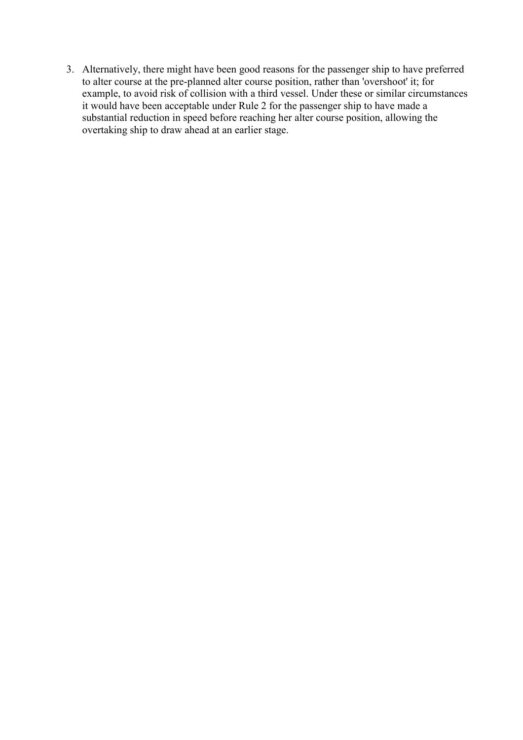3. Alternatively, there might have been good reasons for the passenger ship to have preferred to alter course at the pre-planned alter course position, rather than 'overshoot' it; for example, to avoid risk of collision with a third vessel. Under these or similar circumstances it would have been acceptable under Rule 2 for the passenger ship to have made a substantial reduction in speed before reaching her alter course position, allowing the overtaking ship to draw ahead at an earlier stage.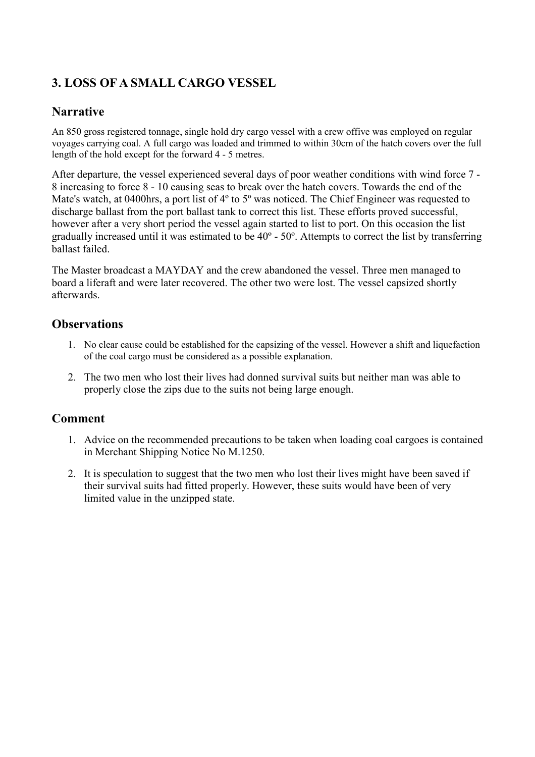## 3. LOSS OF A SMALL CARGO VESSEL

### Narrative

An 850 gross registered tonnage, single hold dry cargo vessel with a crew offive was employed on regular voyages carrying coal. A full cargo was loaded and trimmed to within 30cm of the hatch covers over the full length of the hold except for the forward 4 - 5 metres.

After departure, the vessel experienced several days of poor weather conditions with wind force 7 - 8 increasing to force 8 - 10 causing seas to break over the hatch covers. Towards the end of the Mate's watch, at 0400hrs, a port list of 4º to 5º was noticed. The Chief Engineer was requested to discharge ballast from the port ballast tank to correct this list. These efforts proved successful, however after a very short period the vessel again started to list to port. On this occasion the list gradually increased until it was estimated to be 40º - 50º. Attempts to correct the list by transferring ballast failed.

The Master broadcast a MAYDAY and the crew abandoned the vessel. Three men managed to board a liferaft and were later recovered. The other two were lost. The vessel capsized shortly afterwards.

### Observations

1. No clear cause could be established for the capsizing of the vessel. However a shift and liquefaction of the coal cargo must be considered as a possible explanation.
2. The two men who lost their lives had donned survival suits but neither man was able to properly close the zips due to the suits not being large enough.

### Comment

1. Advice on the recommended precautions to be taken when loading coal cargoes is contained in Merchant Shipping Notice No M.1250.
2. It is speculation to suggest that the two men who lost their lives might have been saved if their survival suits had fitted properly. However, these suits would have been of very limited value in the unzipped state.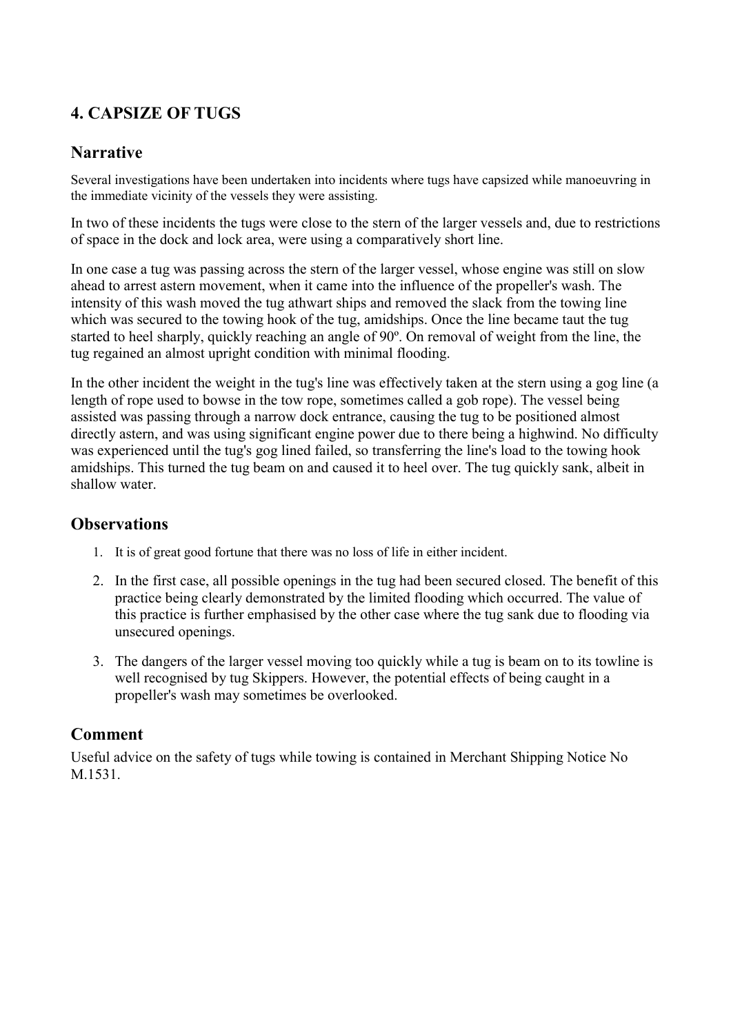## 4. CAPSIZE OF TUGS

### Narrative

Several investigations have been undertaken into incidents where tugs have capsized while manoeuvring in the immediate vicinity of the vessels they were assisting.

In two of these incidents the tugs were close to the stern of the larger vessels and, due to restrictions of space in the dock and lock area, were using a comparatively short line.

In one case a tug was passing across the stern of the larger vessel, whose engine was still on slow ahead to arrest astern movement, when it came into the influence of the propeller's wash. The intensity of this wash moved the tug athwart ships and removed the slack from the towing line which was secured to the towing hook of the tug, amidships. Once the line became taut the tug started to heel sharply, quickly reaching an angle of 90º. On removal of weight from the line, the tug regained an almost upright condition with minimal flooding.

In the other incident the weight in the tug's line was effectively taken at the stern using a gog line (a length of rope used to bowse in the tow rope, sometimes called a gob rope). The vessel being assisted was passing through a narrow dock entrance, causing the tug to be positioned almost directly astern, and was using significant engine power due to there being a highwind. No difficulty was experienced until the tug's gog lined failed, so transferring the line's load to the towing hook amidships. This turned the tug beam on and caused it to heel over. The tug quickly sank, albeit in shallow water.

### Observations

1. It is of great good fortune that there was no loss of life in either incident.
2. In the first case, all possible openings in the tug had been secured closed. The benefit of this practice being clearly demonstrated by the limited flooding which occurred. The value of this practice is further emphasised by the other case where the tug sank due to flooding via unsecured openings.
3. The dangers of the larger vessel moving too quickly while a tug is beam on to its towline is well recognised by tug Skippers. However, the potential effects of being caught in a propeller's wash may sometimes be overlooked.

### Comment

Useful advice on the safety of tugs while towing is contained in Merchant Shipping Notice No M.1531.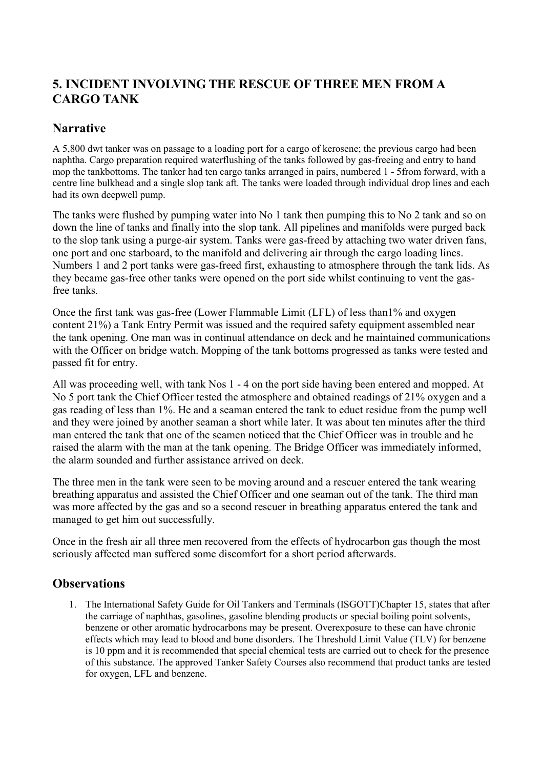## 5. INCIDENT INVOLVING THE RESCUE OF THREE MEN FROM A CARGO TANK

### Narrative

A 5,800 dwt tanker was on passage to a loading port for a cargo of kerosene; the previous cargo had been naphtha. Cargo preparation required waterflushing of the tanks followed by gas-freeing and entry to hand mop the tankbottoms. The tanker had ten cargo tanks arranged in pairs, numbered 1 - 5from forward, with a centre line bulkhead and a single slop tank aft. The tanks were loaded through individual drop lines and each had its own deepwell pump.

The tanks were flushed by pumping water into No 1 tank then pumping this to No 2 tank and so on down the line of tanks and finally into the slop tank. All pipelines and manifolds were purged back to the slop tank using a purge-air system. Tanks were gas-freed by attaching two water driven fans, one port and one starboard, to the manifold and delivering air through the cargo loading lines. Numbers 1 and 2 port tanks were gas-freed first, exhausting to atmosphere through the tank lids. As they became gas-free other tanks were opened on the port side whilst continuing to vent the gas-free tanks.

Once the first tank was gas-free (Lower Flammable Limit (LFL) of less than1% and oxygen content 21%) a Tank Entry Permit was issued and the required safety equipment assembled near the tank opening. One man was in continual attendance on deck and he maintained communications with the Officer on bridge watch. Mopping of the tank bottoms progressed as tanks were tested and passed fit for entry.

All was proceeding well, with tank Nos 1 - 4 on the port side having been entered and mopped. At No 5 port tank the Chief Officer tested the atmosphere and obtained readings of 21% oxygen and a gas reading of less than 1%. He and a seaman entered the tank to educt residue from the pump well and they were joined by another seaman a short while later. It was about ten minutes after the third man entered the tank that one of the seamen noticed that the Chief Officer was in trouble and he raised the alarm with the man at the tank opening. The Bridge Officer was immediately informed, the alarm sounded and further assistance arrived on deck.

The three men in the tank were seen to be moving around and a rescuer entered the tank wearing breathing apparatus and assisted the Chief Officer and one seaman out of the tank. The third man was more affected by the gas and so a second rescuer in breathing apparatus entered the tank and managed to get him out successfully.

Once in the fresh air all three men recovered from the effects of hydrocarbon gas though the most seriously affected man suffered some discomfort for a short period afterwards.

### Observations

1. The International Safety Guide for Oil Tankers and Terminals (ISGOTT)Chapter 15, states that after the carriage of naphthas, gasolines, gasoline blending products or special boiling point solvents, benzene or other aromatic hydrocarbons may be present. Overexposure to these can have chronic effects which may lead to blood and bone disorders. The Threshold Limit Value (TLV) for benzene is 10 ppm and it is recommended that special chemical tests are carried out to check for the presence of this substance. The approved Tanker Safety Courses also recommend that product tanks are tested for oxygen, LFL and benzene.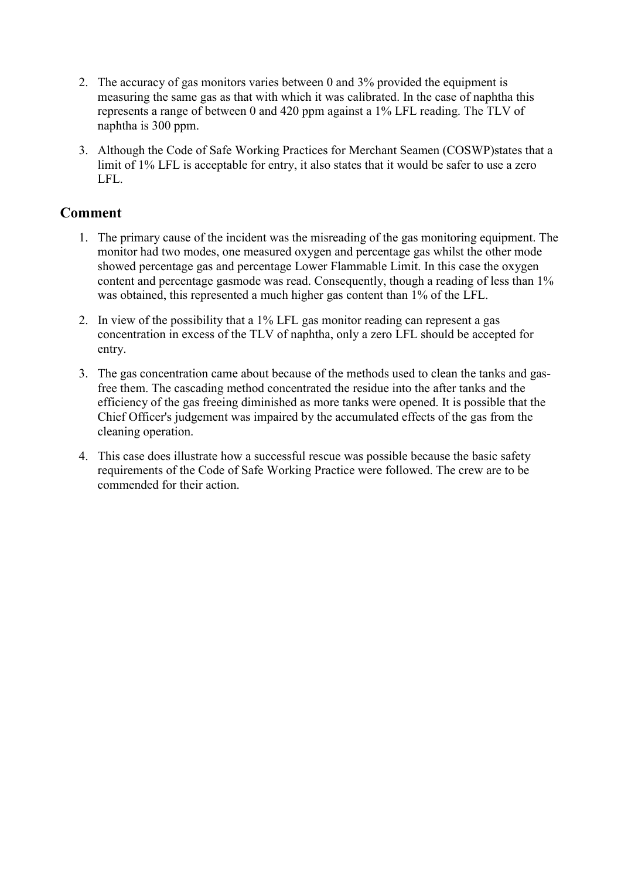2. The accuracy of gas monitors varies between 0 and 3% provided the equipment is measuring the same gas as that with which it was calibrated. In the case of naphtha this represents a range of between 0 and 420 ppm against a 1% LFL reading. The TLV of naphtha is 300 ppm.

3. Although the Code of Safe Working Practices for Merchant Seamen (COSWP)states that a limit of 1% LFL is acceptable for entry, it also states that it would be safer to use a zero LFL.

## Comment

1. The primary cause of the incident was the misreading of the gas monitoring equipment. The monitor had two modes, one measured oxygen and percentage gas whilst the other mode showed percentage gas and percentage Lower Flammable Limit. In this case the oxygen content and percentage gasmode was read. Consequently, though a reading of less than 1% was obtained, this represented a much higher gas content than 1% of the LFL.

2. In view of the possibility that a 1% LFL gas monitor reading can represent a gas concentration in excess of the TLV of naphtha, only a zero LFL should be accepted for entry.

3. The gas concentration came about because of the methods used to clean the tanks and gas-free them. The cascading method concentrated the residue into the after tanks and the efficiency of the gas freeing diminished as more tanks were opened. It is possible that the Chief Officer's judgement was impaired by the accumulated effects of the gas from the cleaning operation.

4. This case does illustrate how a successful rescue was possible because the basic safety requirements of the Code of Safe Working Practice were followed. The crew are to be commended for their action.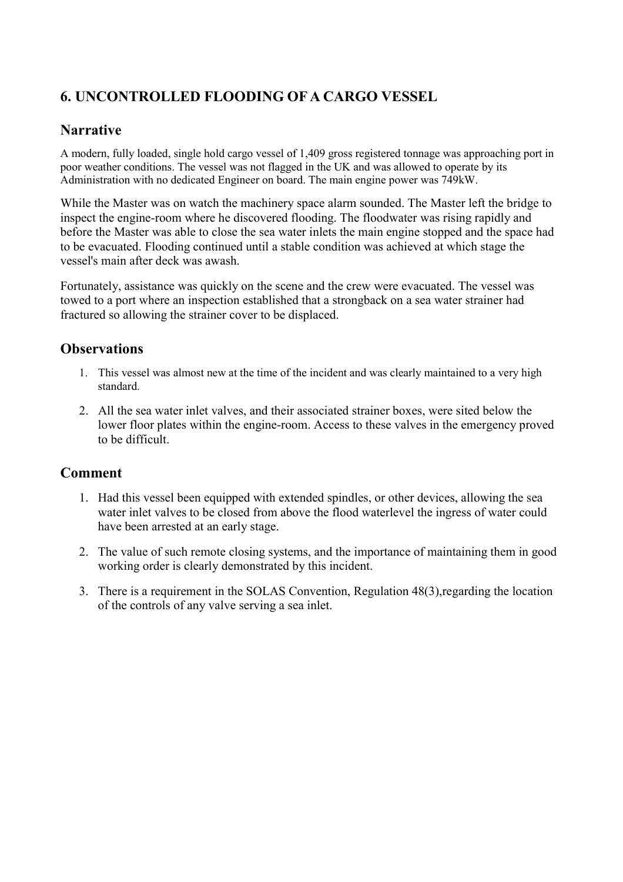## 6. UNCONTROLLED FLOODING OF A CARGO VESSEL

### Narrative

A modern, fully loaded, single hold cargo vessel of 1,409 gross registered tonnage was approaching port in poor weather conditions. The vessel was not flagged in the UK and was allowed to operate by its Administration with no dedicated Engineer on board. The main engine power was 749kW.

While the Master was on watch the machinery space alarm sounded. The Master left the bridge to inspect the engine-room where he discovered flooding. The floodwater was rising rapidly and before the Master was able to close the sea water inlets the main engine stopped and the space had to be evacuated. Flooding continued until a stable condition was achieved at which stage the vessel's main after deck was awash.

Fortunately, assistance was quickly on the scene and the crew were evacuated. The vessel was towed to a port where an inspection established that a strongback on a sea water strainer had fractured so allowing the strainer cover to be displaced.

### Observations

1. This vessel was almost new at the time of the incident and was clearly maintained to a very high standard.
2. All the sea water inlet valves, and their associated strainer boxes, were sited below the lower floor plates within the engine-room. Access to these valves in the emergency proved to be difficult.

### Comment

1. Had this vessel been equipped with extended spindles, or other devices, allowing the sea water inlet valves to be closed from above the flood waterlevel the ingress of water could have been arrested at an early stage.
2. The value of such remote closing systems, and the importance of maintaining them in good working order is clearly demonstrated by this incident.
3. There is a requirement in the SOLAS Convention, Regulation 48(3),regarding the location of the controls of any valve serving a sea inlet.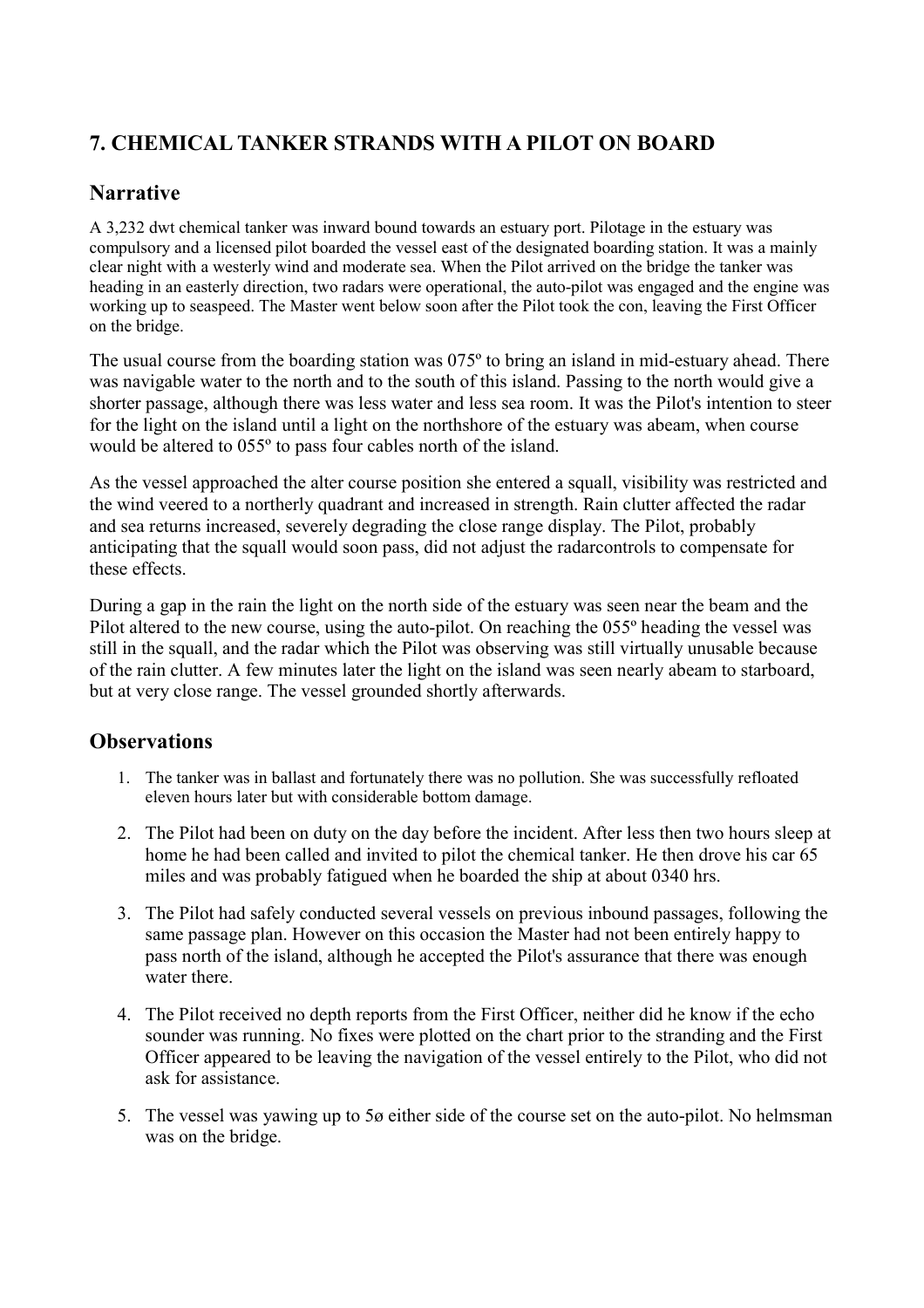## 7. CHEMICAL TANKER STRANDS WITH A PILOT ON BOARD

### Narrative

A 3,232 dwt chemical tanker was inward bound towards an estuary port. Pilotage in the estuary was compulsory and a licensed pilot boarded the vessel east of the designated boarding station. It was a mainly clear night with a westerly wind and moderate sea. When the Pilot arrived on the bridge the tanker was heading in an easterly direction, two radars were operational, the auto-pilot was engaged and the engine was working up to seaspeed. The Master went below soon after the Pilot took the con, leaving the First Officer on the bridge.

The usual course from the boarding station was 075º to bring an island in mid-estuary ahead. There was navigable water to the north and to the south of this island. Passing to the north would give a shorter passage, although there was less water and less sea room. It was the Pilot's intention to steer for the light on the island until a light on the northshore of the estuary was abeam, when course would be altered to 055º to pass four cables north of the island.

As the vessel approached the alter course position she entered a squall, visibility was restricted and the wind veered to a northerly quadrant and increased in strength. Rain clutter affected the radar and sea returns increased, severely degrading the close range display. The Pilot, probably anticipating that the squall would soon pass, did not adjust the radarcontrols to compensate for these effects.

During a gap in the rain the light on the north side of the estuary was seen near the beam and the Pilot altered to the new course, using the auto-pilot. On reaching the 055º heading the vessel was still in the squall, and the radar which the Pilot was observing was still virtually unusable because of the rain clutter. A few minutes later the light on the island was seen nearly abeam to starboard, but at very close range. The vessel grounded shortly afterwards.

### Observations

1. The tanker was in ballast and fortunately there was no pollution. She was successfully refloated eleven hours later but with considerable bottom damage.
2. The Pilot had been on duty on the day before the incident. After less then two hours sleep at home he had been called and invited to pilot the chemical tanker. He then drove his car 65 miles and was probably fatigued when he boarded the ship at about 0340 hrs.
3. The Pilot had safely conducted several vessels on previous inbound passages, following the same passage plan. However on this occasion the Master had not been entirely happy to pass north of the island, although he accepted the Pilot's assurance that there was enough water there.
4. The Pilot received no depth reports from the First Officer, neither did he know if the echo sounder was running. No fixes were plotted on the chart prior to the stranding and the First Officer appeared to be leaving the navigation of the vessel entirely to the Pilot, who did not ask for assistance.
5. The vessel was yawing up to 5ø either side of the course set on the auto-pilot. No helmsman was on the bridge.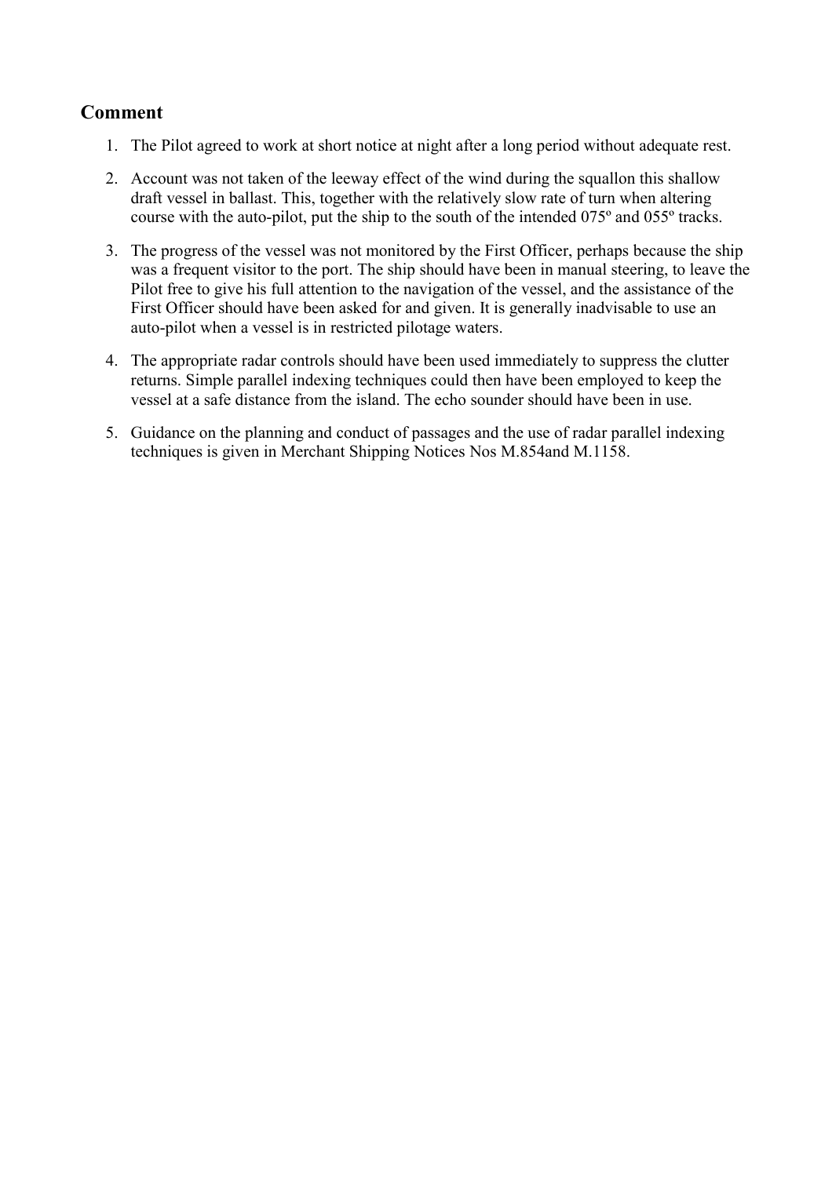## Comment

1. The Pilot agreed to work at short notice at night after a long period without adequate rest.
2. Account was not taken of the leeway effect of the wind during the squallon this shallow draft vessel in ballast. This, together with the relatively slow rate of turn when altering course with the auto-pilot, put the ship to the south of the intended 075º and 055º tracks.
3. The progress of the vessel was not monitored by the First Officer, perhaps because the ship was a frequent visitor to the port. The ship should have been in manual steering, to leave the Pilot free to give his full attention to the navigation of the vessel, and the assistance of the First Officer should have been asked for and given. It is generally inadvisable to use an auto-pilot when a vessel is in restricted pilotage waters.
4. The appropriate radar controls should have been used immediately to suppress the clutter returns. Simple parallel indexing techniques could then have been employed to keep the vessel at a safe distance from the island. The echo sounder should have been in use.
5. Guidance on the planning and conduct of passages and the use of radar parallel indexing techniques is given in Merchant Shipping Notices Nos M.854and M.1158.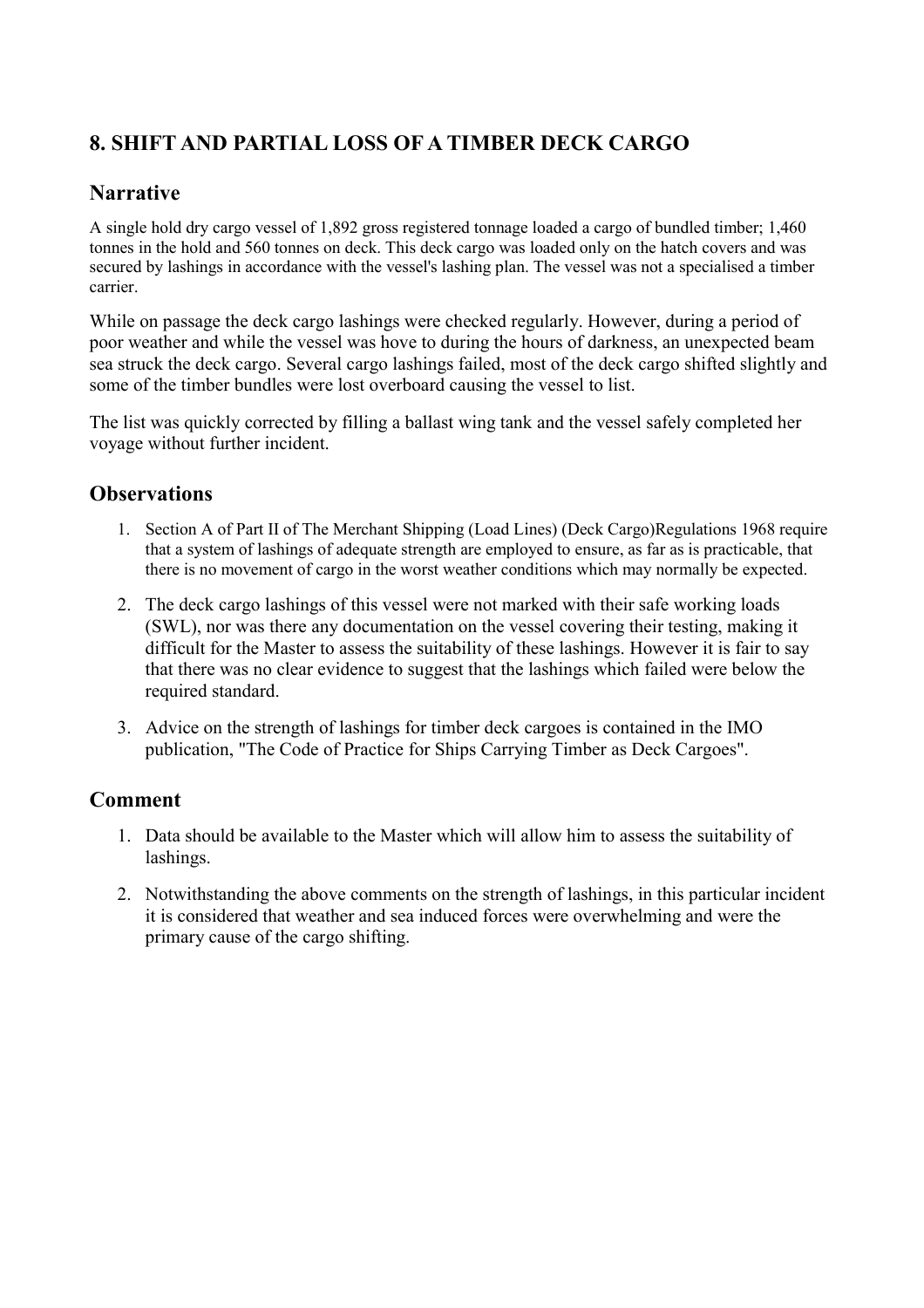## 8. SHIFT AND PARTIAL LOSS OF A TIMBER DECK CARGO

### Narrative

A single hold dry cargo vessel of 1,892 gross registered tonnage loaded a cargo of bundled timber; 1,460 tonnes in the hold and 560 tonnes on deck. This deck cargo was loaded only on the hatch covers and was secured by lashings in accordance with the vessel's lashing plan. The vessel was not a specialised a timber carrier.

While on passage the deck cargo lashings were checked regularly. However, during a period of poor weather and while the vessel was hove to during the hours of darkness, an unexpected beam sea struck the deck cargo. Several cargo lashings failed, most of the deck cargo shifted slightly and some of the timber bundles were lost overboard causing the vessel to list.

The list was quickly corrected by filling a ballast wing tank and the vessel safely completed her voyage without further incident.

### Observations

1. Section A of Part II of The Merchant Shipping (Load Lines) (Deck Cargo)Regulations 1968 require that a system of lashings of adequate strength are employed to ensure, as far as is practicable, that there is no movement of cargo in the worst weather conditions which may normally be expected.
2. The deck cargo lashings of this vessel were not marked with their safe working loads (SWL), nor was there any documentation on the vessel covering their testing, making it difficult for the Master to assess the suitability of these lashings. However it is fair to say that there was no clear evidence to suggest that the lashings which failed were below the required standard.
3. Advice on the strength of lashings for timber deck cargoes is contained in the IMO publication, "The Code of Practice for Ships Carrying Timber as Deck Cargoes".

### Comment

1. Data should be available to the Master which will allow him to assess the suitability of lashings.
2. Notwithstanding the above comments on the strength of lashings, in this particular incident it is considered that weather and sea induced forces were overwhelming and were the primary cause of the cargo shifting.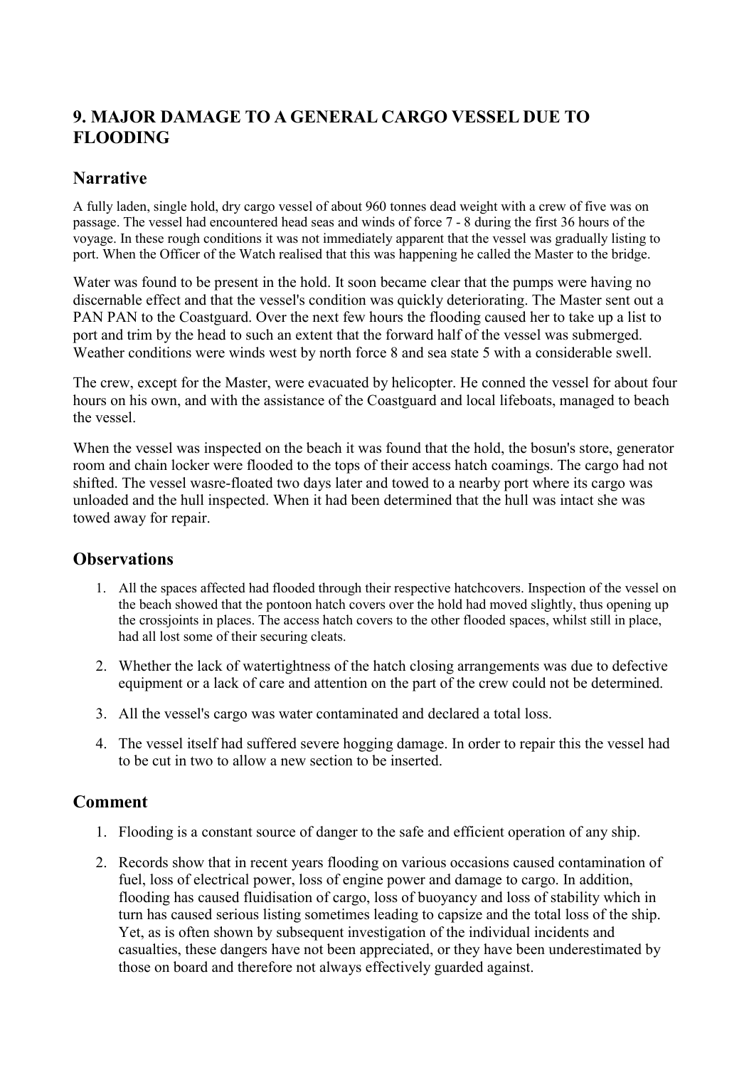## 9. MAJOR DAMAGE TO A GENERAL CARGO VESSEL DUE TO FLOODING

### Narrative

A fully laden, single hold, dry cargo vessel of about 960 tonnes dead weight with a crew of five was on passage. The vessel had encountered head seas and winds of force 7 - 8 during the first 36 hours of the voyage. In these rough conditions it was not immediately apparent that the vessel was gradually listing to port. When the Officer of the Watch realised that this was happening he called the Master to the bridge.

Water was found to be present in the hold. It soon became clear that the pumps were having no discernable effect and that the vessel's condition was quickly deteriorating. The Master sent out a PAN PAN to the Coastguard. Over the next few hours the flooding caused her to take up a list to port and trim by the head to such an extent that the forward half of the vessel was submerged. Weather conditions were winds west by north force 8 and sea state 5 with a considerable swell.

The crew, except for the Master, were evacuated by helicopter. He conned the vessel for about four hours on his own, and with the assistance of the Coastguard and local lifeboats, managed to beach the vessel.

When the vessel was inspected on the beach it was found that the hold, the bosun's store, generator room and chain locker were flooded to the tops of their access hatch coamings. The cargo had not shifted. The vessel wasre-floated two days later and towed to a nearby port where its cargo was unloaded and the hull inspected. When it had been determined that the hull was intact she was towed away for repair.

### Observations

1. All the spaces affected had flooded through their respective hatchcovers. Inspection of the vessel on the beach showed that the pontoon hatch covers over the hold had moved slightly, thus opening up the crossjoints in places. The access hatch covers to the other flooded spaces, whilst still in place, had all lost some of their securing cleats.
2. Whether the lack of watertightness of the hatch closing arrangements was due to defective equipment or a lack of care and attention on the part of the crew could not be determined.
3. All the vessel's cargo was water contaminated and declared a total loss.
4. The vessel itself had suffered severe hogging damage. In order to repair this the vessel had to be cut in two to allow a new section to be inserted.

### Comment

1. Flooding is a constant source of danger to the safe and efficient operation of any ship.
2. Records show that in recent years flooding on various occasions caused contamination of fuel, loss of electrical power, loss of engine power and damage to cargo. In addition, flooding has caused fluidisation of cargo, loss of buoyancy and loss of stability which in turn has caused serious listing sometimes leading to capsize and the total loss of the ship. Yet, as is often shown by subsequent investigation of the individual incidents and casualties, these dangers have not been appreciated, or they have been underestimated by those on board and therefore not always effectively guarded against.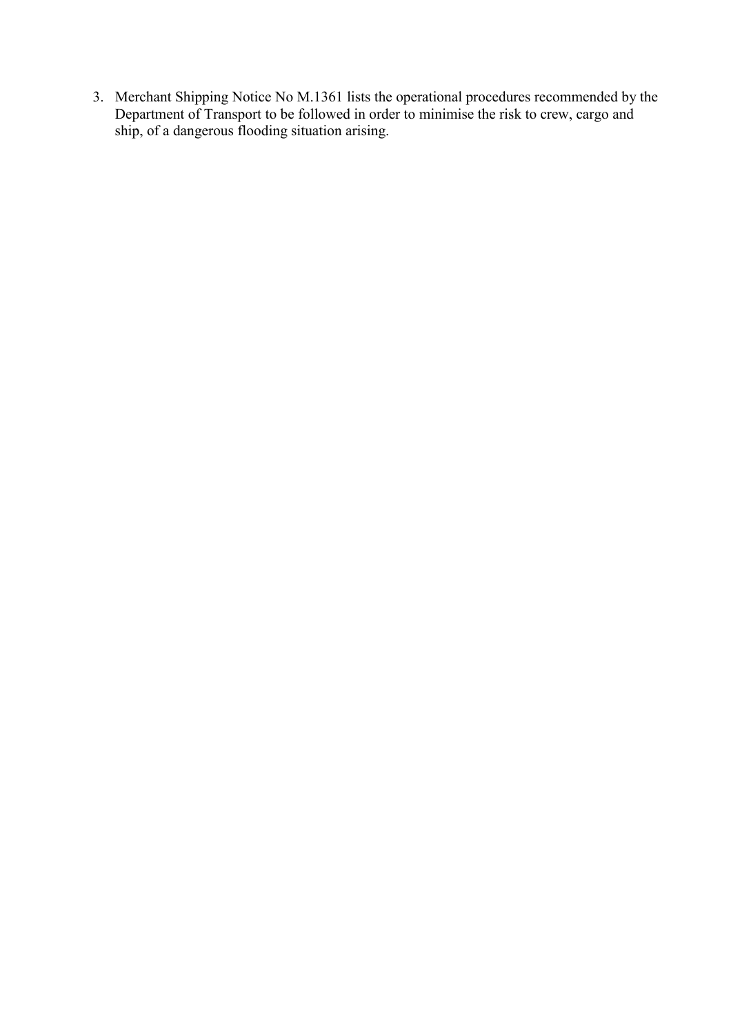3. Merchant Shipping Notice No M.1361 lists the operational procedures recommended by the Department of Transport to be followed in order to minimise the risk to crew, cargo and ship, of a dangerous flooding situation arising.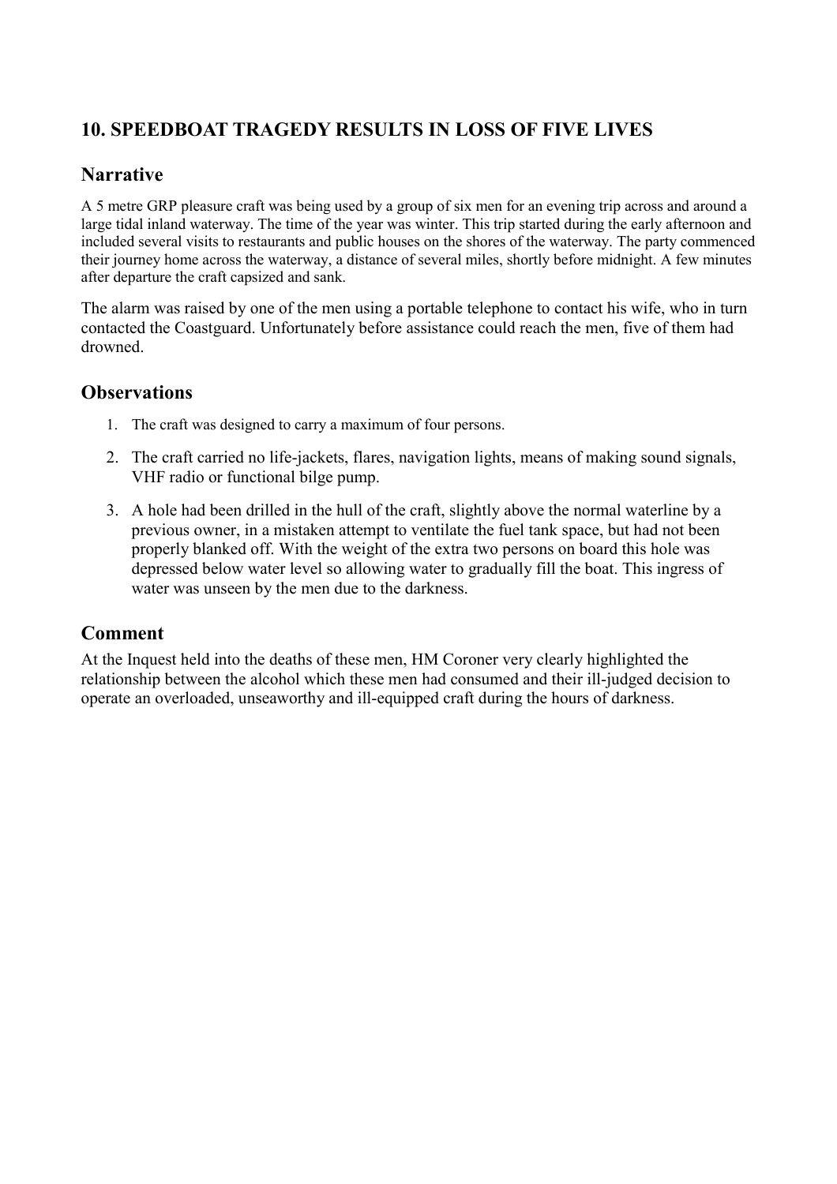## 10. SPEEDBOAT TRAGEDY RESULTS IN LOSS OF FIVE LIVES

### Narrative

A 5 metre GRP pleasure craft was being used by a group of six men for an evening trip across and around a large tidal inland waterway. The time of the year was winter. This trip started during the early afternoon and included several visits to restaurants and public houses on the shores of the waterway. The party commenced their journey home across the waterway, a distance of several miles, shortly before midnight. A few minutes after departure the craft capsized and sank.

The alarm was raised by one of the men using a portable telephone to contact his wife, who in turn contacted the Coastguard. Unfortunately before assistance could reach the men, five of them had drowned.

### Observations

1. The craft was designed to carry a maximum of four persons.
2. The craft carried no life-jackets, flares, navigation lights, means of making sound signals, VHF radio or functional bilge pump.
3. A hole had been drilled in the hull of the craft, slightly above the normal waterline by a previous owner, in a mistaken attempt to ventilate the fuel tank space, but had not been properly blanked off. With the weight of the extra two persons on board this hole was depressed below water level so allowing water to gradually fill the boat. This ingress of water was unseen by the men due to the darkness.

### Comment

At the Inquest held into the deaths of these men, HM Coroner very clearly highlighted the relationship between the alcohol which these men had consumed and their ill-judged decision to operate an overloaded, unseaworthy and ill-equipped craft during the hours of darkness.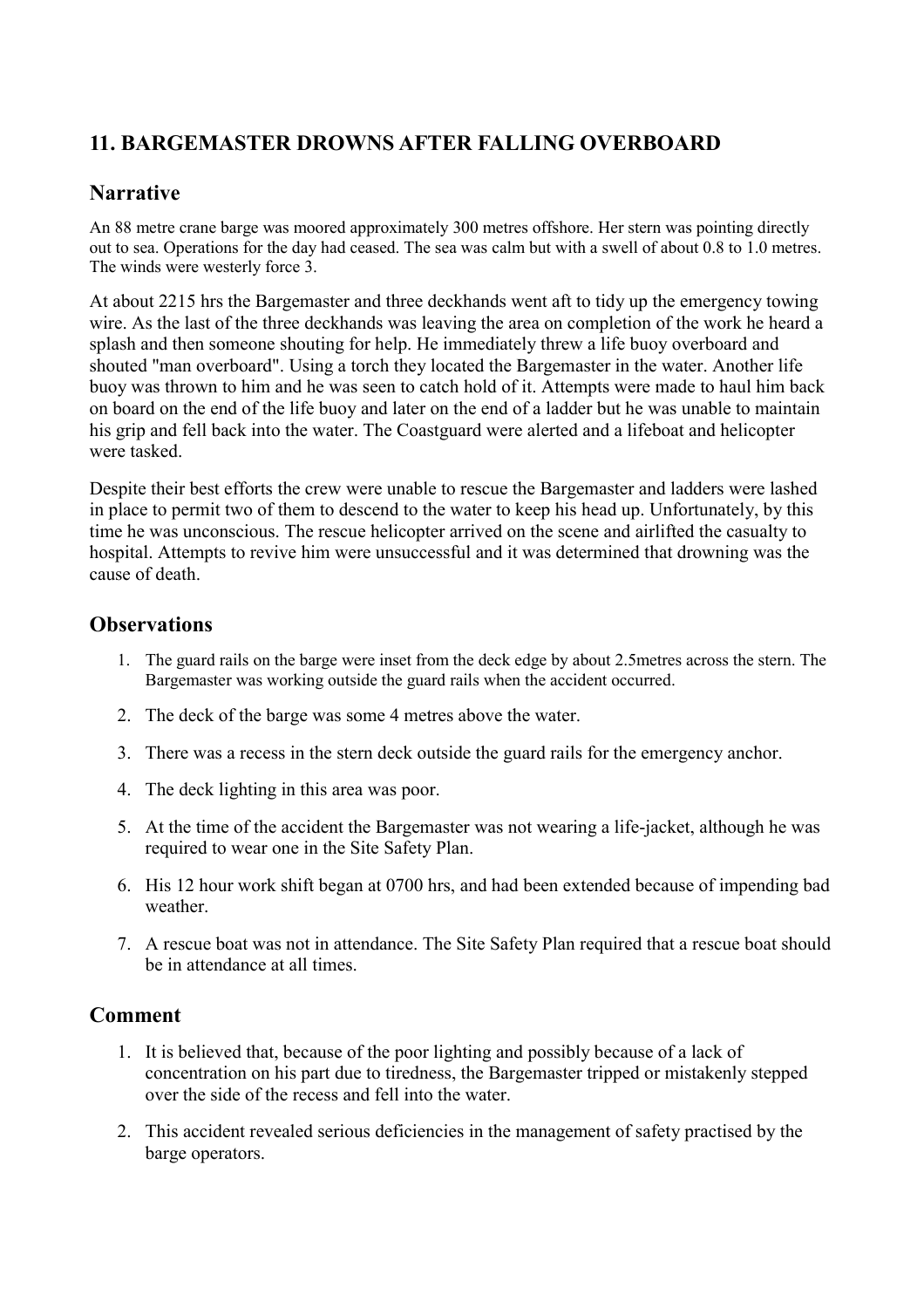## 11. BARGEMASTER DROWNS AFTER FALLING OVERBOARD

### Narrative

An 88 metre crane barge was moored approximately 300 metres offshore. Her stern was pointing directly out to sea. Operations for the day had ceased. The sea was calm but with a swell of about 0.8 to 1.0 metres. The winds were westerly force 3.

At about 2215 hrs the Bargemaster and three deckhands went aft to tidy up the emergency towing wire. As the last of the three deckhands was leaving the area on completion of the work he heard a splash and then someone shouting for help. He immediately threw a life buoy overboard and shouted "man overboard". Using a torch they located the Bargemaster in the water. Another life buoy was thrown to him and he was seen to catch hold of it. Attempts were made to haul him back on board on the end of the life buoy and later on the end of a ladder but he was unable to maintain his grip and fell back into the water. The Coastguard were alerted and a lifeboat and helicopter were tasked.

Despite their best efforts the crew were unable to rescue the Bargemaster and ladders were lashed in place to permit two of them to descend to the water to keep his head up. Unfortunately, by this time he was unconscious. The rescue helicopter arrived on the scene and airlifted the casualty to hospital. Attempts to revive him were unsuccessful and it was determined that drowning was the cause of death.

### Observations

1. The guard rails on the barge were inset from the deck edge by about 2.5metres across the stern. The Bargemaster was working outside the guard rails when the accident occurred.
2. The deck of the barge was some 4 metres above the water.
3. There was a recess in the stern deck outside the guard rails for the emergency anchor.
4. The deck lighting in this area was poor.
5. At the time of the accident the Bargemaster was not wearing a life-jacket, although he was required to wear one in the Site Safety Plan.
6. His 12 hour work shift began at 0700 hrs, and had been extended because of impending bad weather.
7. A rescue boat was not in attendance. The Site Safety Plan required that a rescue boat should be in attendance at all times.

### Comment

1. It is believed that, because of the poor lighting and possibly because of a lack of concentration on his part due to tiredness, the Bargemaster tripped or mistakenly stepped over the side of the recess and fell into the water.
2. This accident revealed serious deficiencies in the management of safety practised by the barge operators.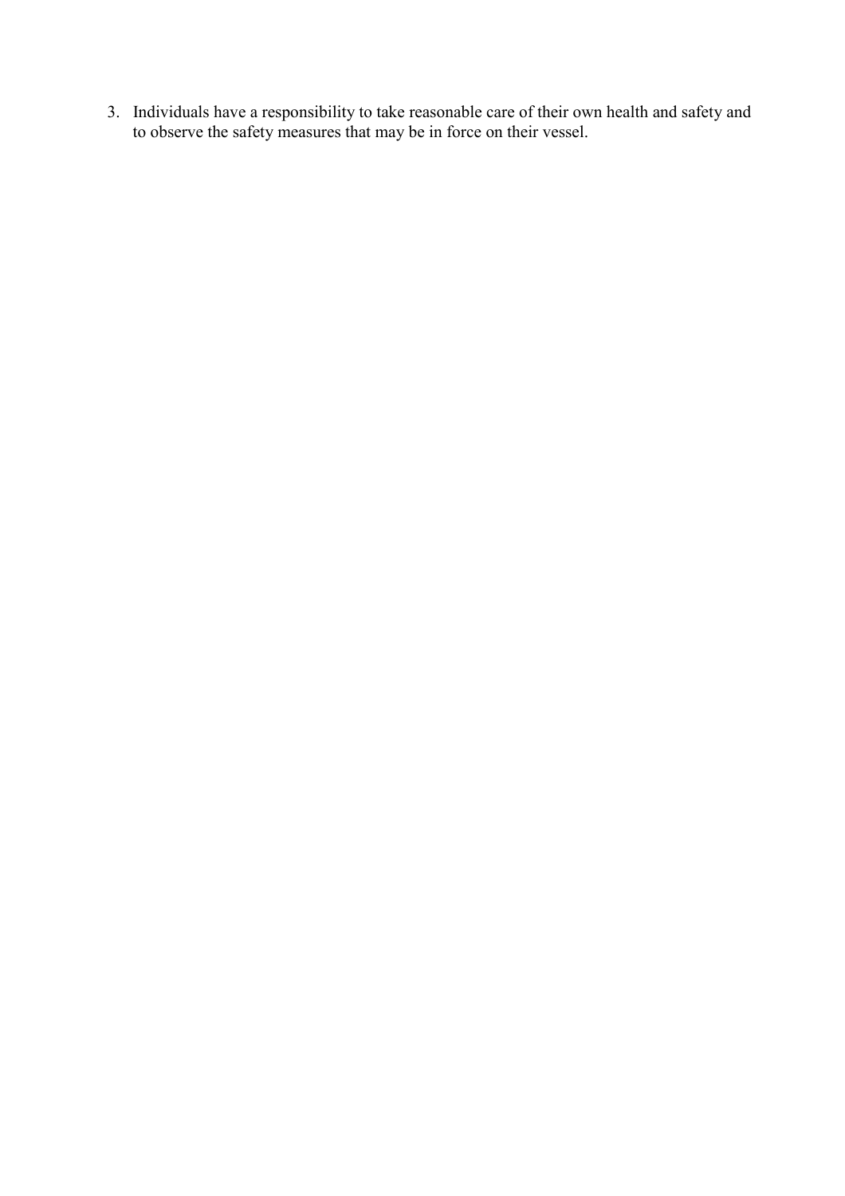3. Individuals have a responsibility to take reasonable care of their own health and safety and to observe the safety measures that may be in force on their vessel.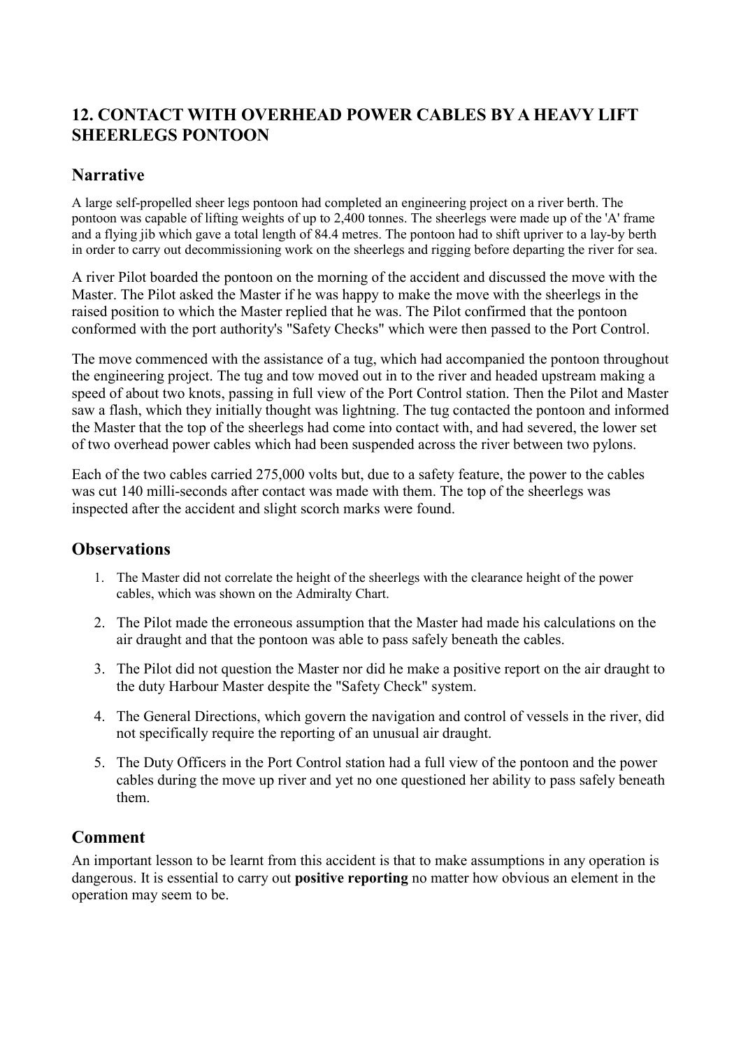## 12. CONTACT WITH OVERHEAD POWER CABLES BY A HEAVY LIFT SHEERLEGS PONTOON

### Narrative

A large self-propelled sheer legs pontoon had completed an engineering project on a river berth. The pontoon was capable of lifting weights of up to 2,400 tonnes. The sheerlegs were made up of the 'A' frame and a flying jib which gave a total length of 84.4 metres. The pontoon had to shift upriver to a lay-by berth in order to carry out decommissioning work on the sheerlegs and rigging before departing the river for sea.

A river Pilot boarded the pontoon on the morning of the accident and discussed the move with the Master. The Pilot asked the Master if he was happy to make the move with the sheerlegs in the raised position to which the Master replied that he was. The Pilot confirmed that the pontoon conformed with the port authority's "Safety Checks" which were then passed to the Port Control.

The move commenced with the assistance of a tug, which had accompanied the pontoon throughout the engineering project. The tug and tow moved out in to the river and headed upstream making a speed of about two knots, passing in full view of the Port Control station. Then the Pilot and Master saw a flash, which they initially thought was lightning. The tug contacted the pontoon and informed the Master that the top of the sheerlegs had come into contact with, and had severed, the lower set of two overhead power cables which had been suspended across the river between two pylons.

Each of the two cables carried 275,000 volts but, due to a safety feature, the power to the cables was cut 140 milli-seconds after contact was made with them. The top of the sheerlegs was inspected after the accident and slight scorch marks were found.

### Observations

1. The Master did not correlate the height of the sheerlegs with the clearance height of the power cables, which was shown on the Admiralty Chart.
2. The Pilot made the erroneous assumption that the Master had made his calculations on the air draught and that the pontoon was able to pass safely beneath the cables.
3. The Pilot did not question the Master nor did he make a positive report on the air draught to the duty Harbour Master despite the "Safety Check" system.
4. The General Directions, which govern the navigation and control of vessels in the river, did not specifically require the reporting of an unusual air draught.
5. The Duty Officers in the Port Control station had a full view of the pontoon and the power cables during the move up river and yet no one questioned her ability to pass safely beneath them.

### Comment

An important lesson to be learnt from this accident is that to make assumptions in any operation is dangerous. It is essential to carry out **positive reporting** no matter how obvious an element in the operation may seem to be.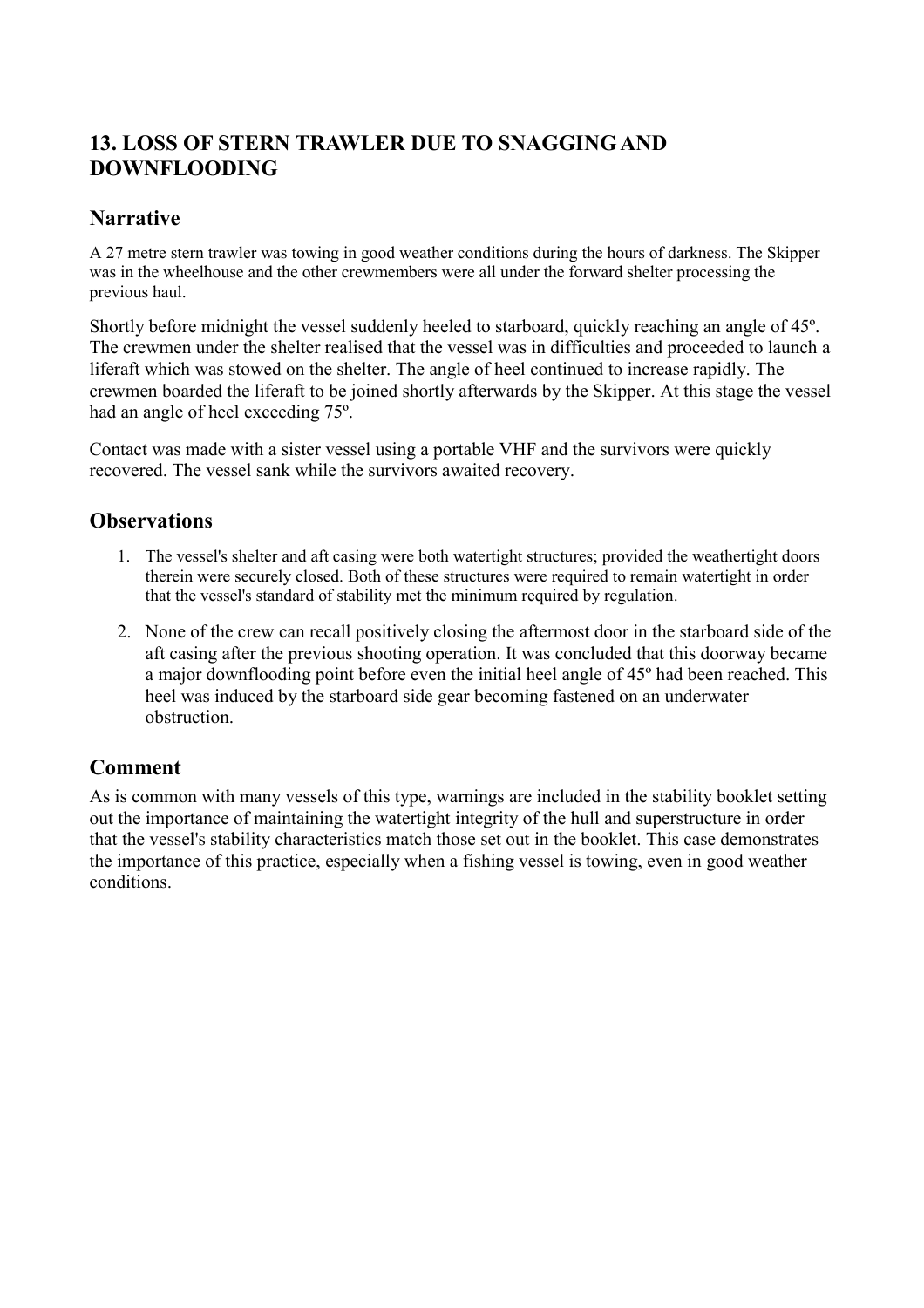## 13. LOSS OF STERN TRAWLER DUE TO SNAGGING AND DOWNFLOODING

### Narrative

A 27 metre stern trawler was towing in good weather conditions during the hours of darkness. The Skipper was in the wheelhouse and the other crewmembers were all under the forward shelter processing the previous haul.

Shortly before midnight the vessel suddenly heeled to starboard, quickly reaching an angle of 45º. The crewmen under the shelter realised that the vessel was in difficulties and proceeded to launch a liferaft which was stowed on the shelter. The angle of heel continued to increase rapidly. The crewmen boarded the liferaft to be joined shortly afterwards by the Skipper. At this stage the vessel had an angle of heel exceeding 75º.

Contact was made with a sister vessel using a portable VHF and the survivors were quickly recovered. The vessel sank while the survivors awaited recovery.

### Observations

1. The vessel's shelter and aft casing were both watertight structures; provided the weathertight doors therein were securely closed. Both of these structures were required to remain watertight in order that the vessel's standard of stability met the minimum required by regulation.
2. None of the crew can recall positively closing the aftermost door in the starboard side of the aft casing after the previous shooting operation. It was concluded that this doorway became a major downflooding point before even the initial heel angle of 45º had been reached. This heel was induced by the starboard side gear becoming fastened on an underwater obstruction.

### Comment

As is common with many vessels of this type, warnings are included in the stability booklet setting out the importance of maintaining the watertight integrity of the hull and superstructure in order that the vessel's stability characteristics match those set out in the booklet. This case demonstrates the importance of this practice, especially when a fishing vessel is towing, even in good weather conditions.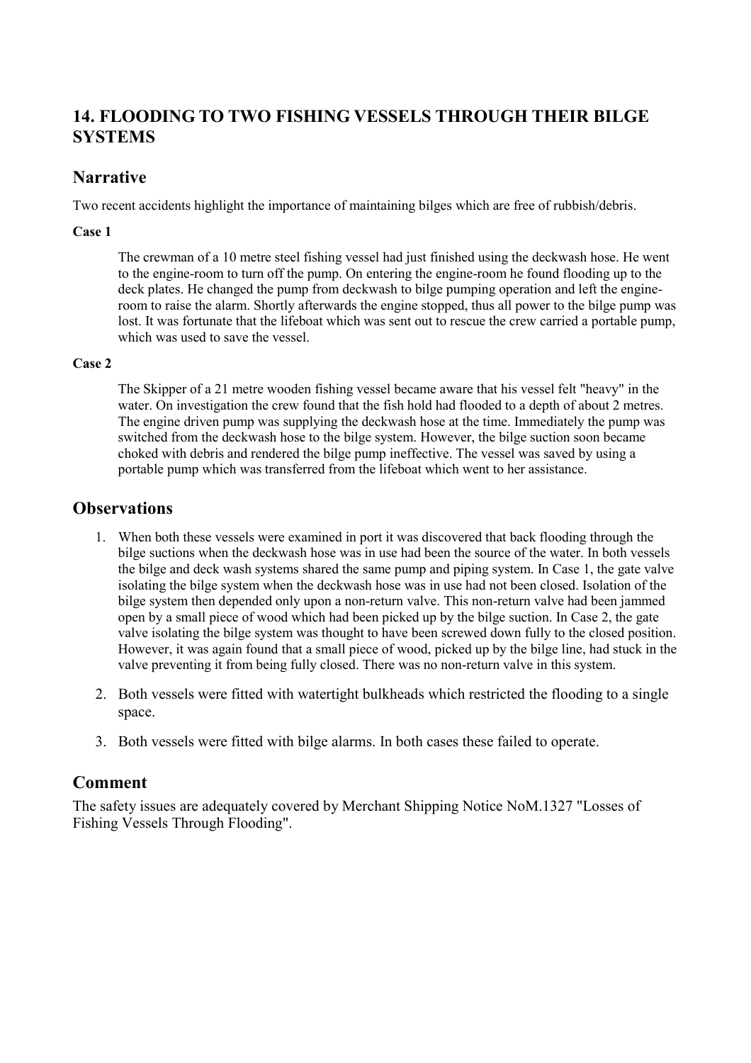## 14. FLOODING TO TWO FISHING VESSELS THROUGH THEIR BILGE SYSTEMS

### Narrative

Two recent accidents highlight the importance of maintaining bilges which are free of rubbish/debris.

**Case 1**

> The crewman of a 10 metre steel fishing vessel had just finished using the deckwash hose. He went to the engine-room to turn off the pump. On entering the engine-room he found flooding up to the deck plates. He changed the pump from deckwash to bilge pumping operation and left the engine-room to raise the alarm. Shortly afterwards the engine stopped, thus all power to the bilge pump was lost. It was fortunate that the lifeboat which was sent out to rescue the crew carried a portable pump, which was used to save the vessel.

**Case 2**

> The Skipper of a 21 metre wooden fishing vessel became aware that his vessel felt "heavy" in the water. On investigation the crew found that the fish hold had flooded to a depth of about 2 metres. The engine driven pump was supplying the deckwash hose at the time. Immediately the pump was switched from the deckwash hose to the bilge system. However, the bilge suction soon became choked with debris and rendered the bilge pump ineffective. The vessel was saved by using a portable pump which was transferred from the lifeboat which went to her assistance.

### Observations

1. When both these vessels were examined in port it was discovered that back flooding through the bilge suctions when the deckwash hose was in use had been the source of the water. In both vessels the bilge and deck wash systems shared the same pump and piping system. In Case 1, the gate valve isolating the bilge system when the deckwash hose was in use had not been closed. Isolation of the bilge system then depended only upon a non-return valve. This non-return valve had been jammed open by a small piece of wood which had been picked up by the bilge suction. In Case 2, the gate valve isolating the bilge system was thought to have been screwed down fully to the closed position. However, it was again found that a small piece of wood, picked up by the bilge line, had stuck in the valve preventing it from being fully closed. There was no non-return valve in this system.
2. Both vessels were fitted with watertight bulkheads which restricted the flooding to a single space.
3. Both vessels were fitted with bilge alarms. In both cases these failed to operate.

### Comment

The safety issues are adequately covered by Merchant Shipping Notice NoM.1327 "Losses of Fishing Vessels Through Flooding".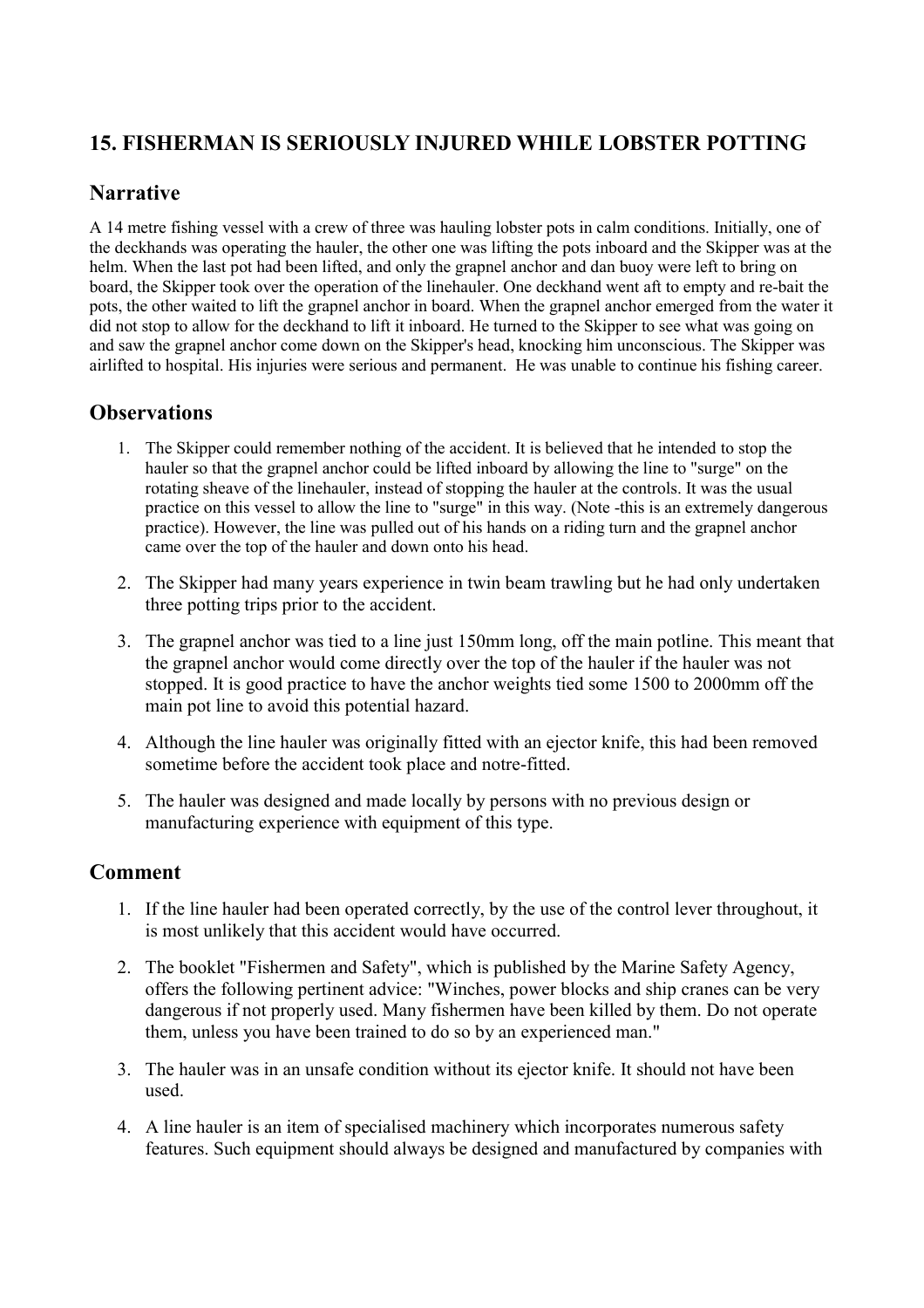## 15. FISHERMAN IS SERIOUSLY INJURED WHILE LOBSTER POTTING

### Narrative

A 14 metre fishing vessel with a crew of three was hauling lobster pots in calm conditions. Initially, one of the deckhands was operating the hauler, the other one was lifting the pots inboard and the Skipper was at the helm. When the last pot had been lifted, and only the grapnel anchor and dan buoy were left to bring on board, the Skipper took over the operation of the linehauler. One deckhand went aft to empty and re-bait the pots, the other waited to lift the grapnel anchor in board. When the grapnel anchor emerged from the water it did not stop to allow for the deckhand to lift it inboard. He turned to the Skipper to see what was going on and saw the grapnel anchor come down on the Skipper's head, knocking him unconscious. The Skipper was airlifted to hospital. His injuries were serious and permanent. He was unable to continue his fishing career.

### Observations

1. The Skipper could remember nothing of the accident. It is believed that he intended to stop the hauler so that the grapnel anchor could be lifted inboard by allowing the line to "surge" on the rotating sheave of the linehauler, instead of stopping the hauler at the controls. It was the usual practice on this vessel to allow the line to "surge" in this way. (Note -this is an extremely dangerous practice). However, the line was pulled out of his hands on a riding turn and the grapnel anchor came over the top of the hauler and down onto his head.
2. The Skipper had many years experience in twin beam trawling but he had only undertaken three potting trips prior to the accident.
3. The grapnel anchor was tied to a line just 150mm long, off the main potline. This meant that the grapnel anchor would come directly over the top of the hauler if the hauler was not stopped. It is good practice to have the anchor weights tied some 1500 to 2000mm off the main pot line to avoid this potential hazard.
4. Although the line hauler was originally fitted with an ejector knife, this had been removed sometime before the accident took place and notre-fitted.
5. The hauler was designed and made locally by persons with no previous design or manufacturing experience with equipment of this type.

### Comment

1. If the line hauler had been operated correctly, by the use of the control lever throughout, it is most unlikely that this accident would have occurred.
2. The booklet "Fishermen and Safety", which is published by the Marine Safety Agency, offers the following pertinent advice: "Winches, power blocks and ship cranes can be very dangerous if not properly used. Many fishermen have been killed by them. Do not operate them, unless you have been trained to do so by an experienced man."
3. The hauler was in an unsafe condition without its ejector knife. It should not have been used.
4. A line hauler is an item of specialised machinery which incorporates numerous safety features. Such equipment should always be designed and manufactured by companies with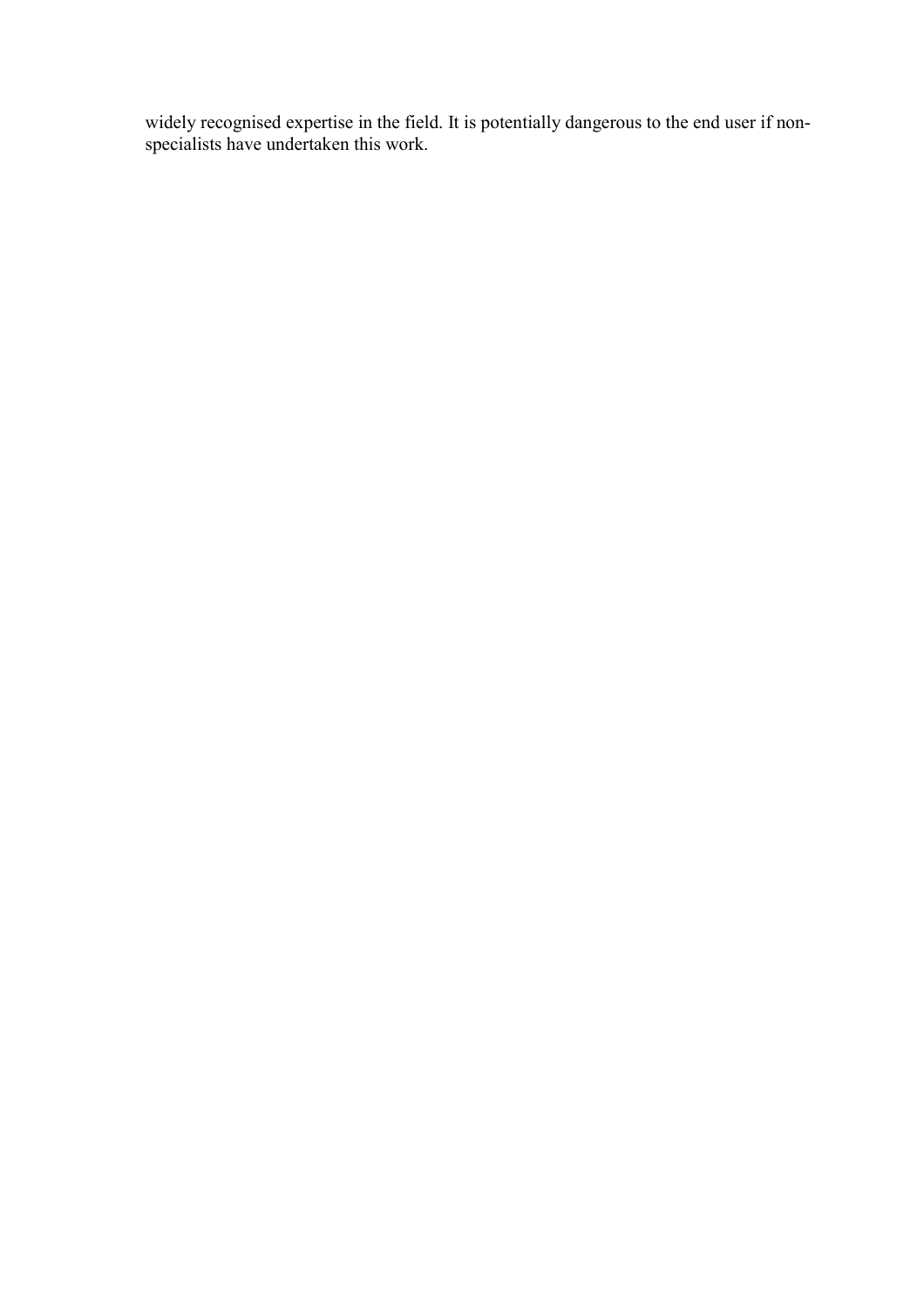widely recognised expertise in the field. It is potentially dangerous to the end user if non-specialists have undertaken this work.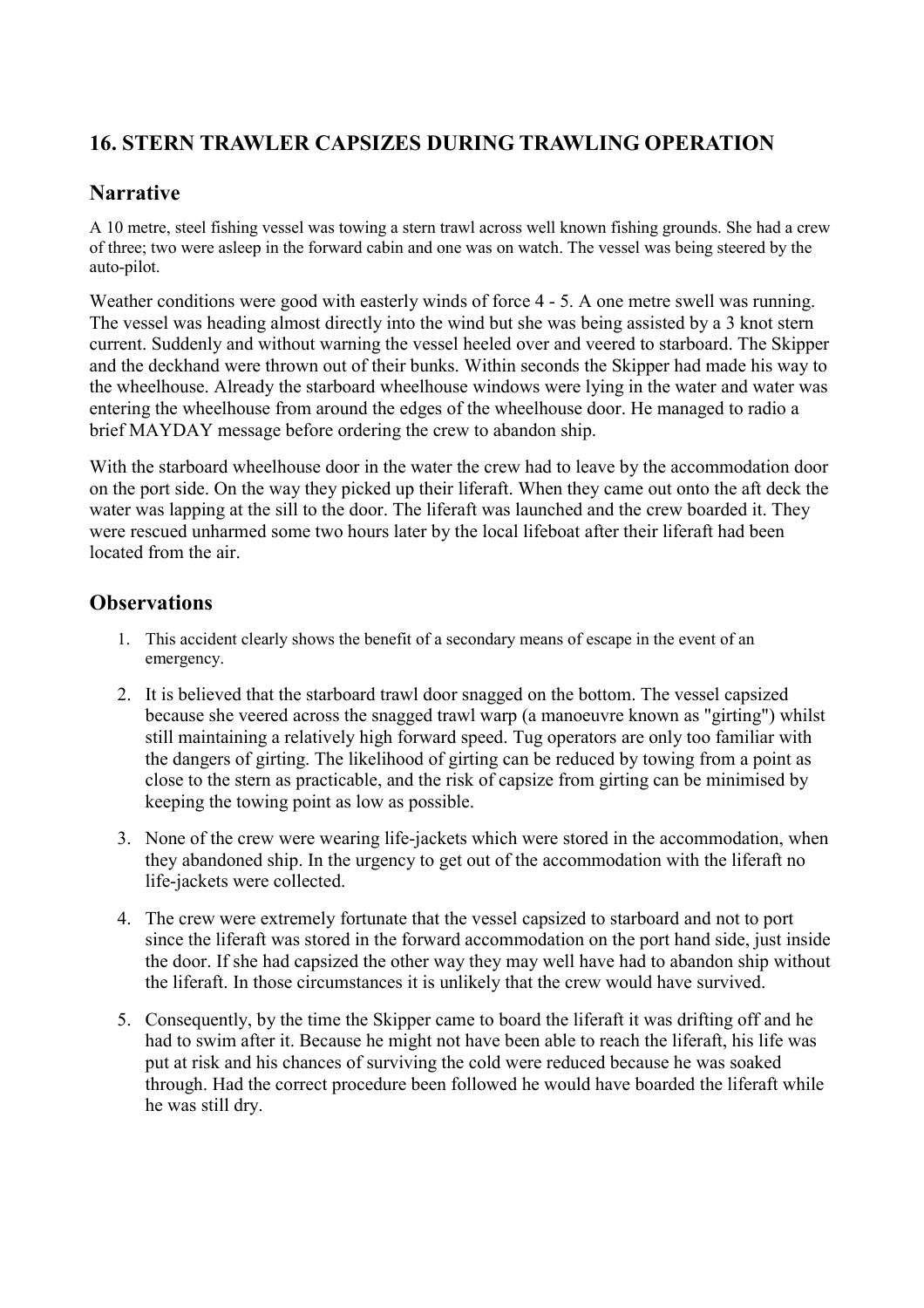## 16. STERN TRAWLER CAPSIZES DURING TRAWLING OPERATION

### Narrative

A 10 metre, steel fishing vessel was towing a stern trawl across well known fishing grounds. She had a crew of three; two were asleep in the forward cabin and one was on watch. The vessel was being steered by the auto-pilot.

Weather conditions were good with easterly winds of force 4 - 5. A one metre swell was running. The vessel was heading almost directly into the wind but she was being assisted by a 3 knot stern current. Suddenly and without warning the vessel heeled over and veered to starboard. The Skipper and the deckhand were thrown out of their bunks. Within seconds the Skipper had made his way to the wheelhouse. Already the starboard wheelhouse windows were lying in the water and water was entering the wheelhouse from around the edges of the wheelhouse door. He managed to radio a brief MAYDAY message before ordering the crew to abandon ship.

With the starboard wheelhouse door in the water the crew had to leave by the accommodation door on the port side. On the way they picked up their liferaft. When they came out onto the aft deck the water was lapping at the sill to the door. The liferaft was launched and the crew boarded it. They were rescued unharmed some two hours later by the local lifeboat after their liferaft had been located from the air.

### Observations

1. This accident clearly shows the benefit of a secondary means of escape in the event of an emergency.
2. It is believed that the starboard trawl door snagged on the bottom. The vessel capsized because she veered across the snagged trawl warp (a manoeuvre known as "girting") whilst still maintaining a relatively high forward speed. Tug operators are only too familiar with the dangers of girting. The likelihood of girting can be reduced by towing from a point as close to the stern as practicable, and the risk of capsize from girting can be minimised by keeping the towing point as low as possible.
3. None of the crew were wearing life-jackets which were stored in the accommodation, when they abandoned ship. In the urgency to get out of the accommodation with the liferaft no life-jackets were collected.
4. The crew were extremely fortunate that the vessel capsized to starboard and not to port since the liferaft was stored in the forward accommodation on the port hand side, just inside the door. If she had capsized the other way they may well have had to abandon ship without the liferaft. In those circumstances it is unlikely that the crew would have survived.
5. Consequently, by the time the Skipper came to board the liferaft it was drifting off and he had to swim after it. Because he might not have been able to reach the liferaft, his life was put at risk and his chances of surviving the cold were reduced because he was soaked through. Had the correct procedure been followed he would have boarded the liferaft while he was still dry.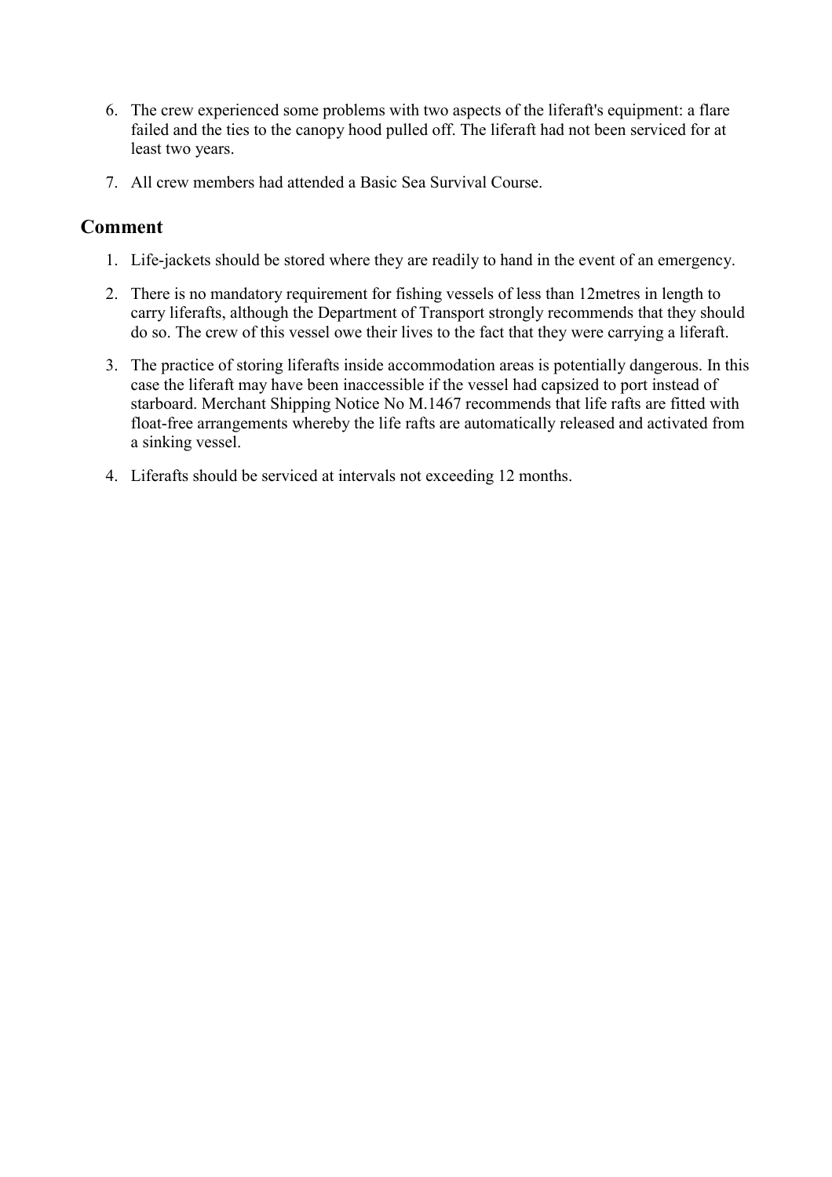6. The crew experienced some problems with two aspects of the liferaft's equipment: a flare failed and the ties to the canopy hood pulled off. The liferaft had not been serviced for at least two years.

7. All crew members had attended a Basic Sea Survival Course.

## Comment

1. Life-jackets should be stored where they are readily to hand in the event of an emergency.

2. There is no mandatory requirement for fishing vessels of less than 12metres in length to carry liferafts, although the Department of Transport strongly recommends that they should do so. The crew of this vessel owe their lives to the fact that they were carrying a liferaft.

3. The practice of storing liferafts inside accommodation areas is potentially dangerous. In this case the liferaft may have been inaccessible if the vessel had capsized to port instead of starboard. Merchant Shipping Notice No M.1467 recommends that life rafts are fitted with float-free arrangements whereby the life rafts are automatically released and activated from a sinking vessel.

4. Liferafts should be serviced at intervals not exceeding 12 months.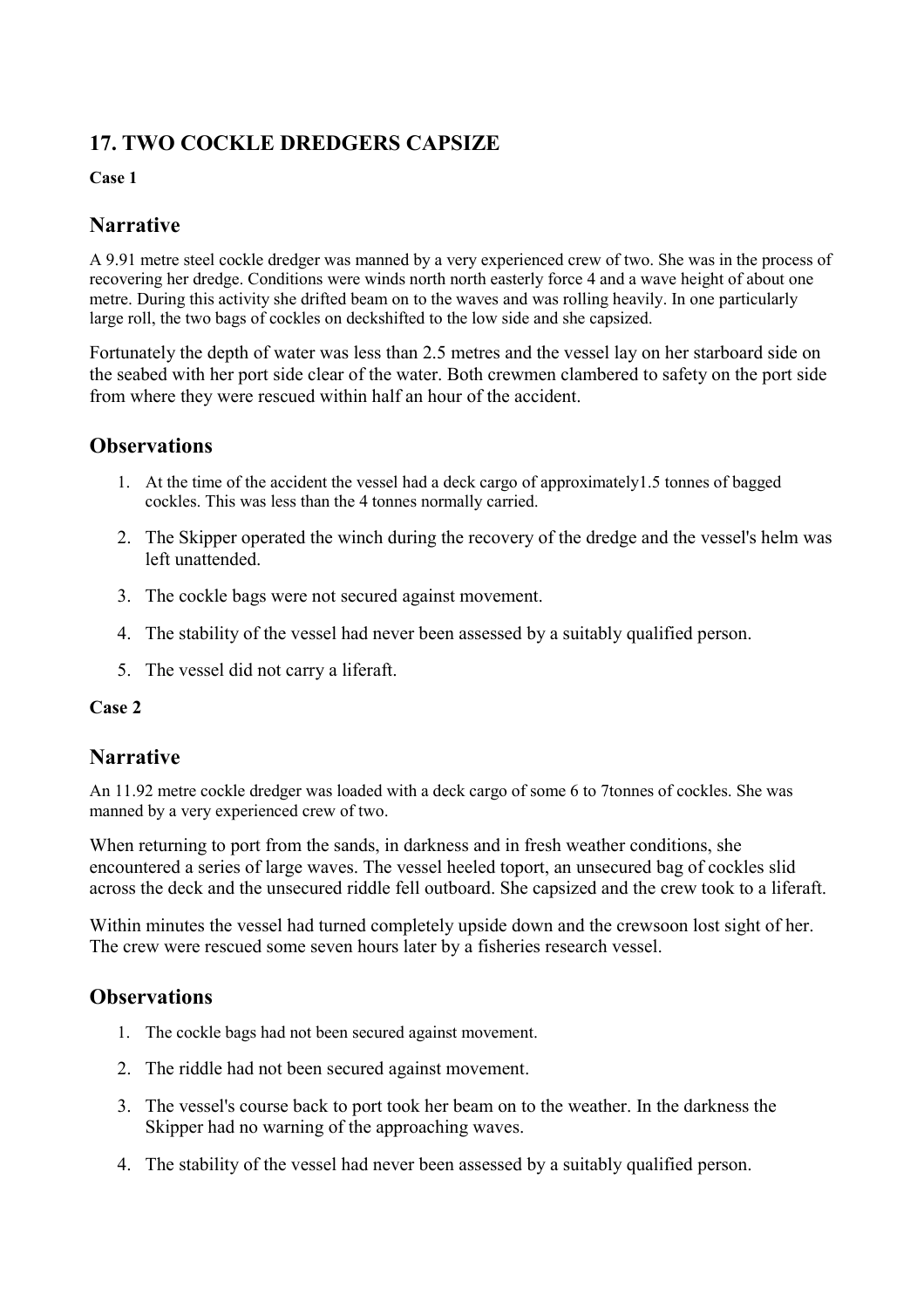## 17. TWO COCKLE DREDGERS CAPSIZE

**Case 1**

### Narrative

A 9.91 metre steel cockle dredger was manned by a very experienced crew of two. She was in the process of recovering her dredge. Conditions were winds north north easterly force 4 and a wave height of about one metre. During this activity she drifted beam on to the waves and was rolling heavily. In one particularly large roll, the two bags of cockles on deckshifted to the low side and she capsized.

Fortunately the depth of water was less than 2.5 metres and the vessel lay on her starboard side on the seabed with her port side clear of the water. Both crewmen clambered to safety on the port side from where they were rescued within half an hour of the accident.

### Observations

1. At the time of the accident the vessel had a deck cargo of approximately1.5 tonnes of bagged cockles. This was less than the 4 tonnes normally carried.
2. The Skipper operated the winch during the recovery of the dredge and the vessel's helm was left unattended.
3. The cockle bags were not secured against movement.
4. The stability of the vessel had never been assessed by a suitably qualified person.
5. The vessel did not carry a liferaft.

**Case 2**

### Narrative

An 11.92 metre cockle dredger was loaded with a deck cargo of some 6 to 7tonnes of cockles. She was manned by a very experienced crew of two.

When returning to port from the sands, in darkness and in fresh weather conditions, she encountered a series of large waves. The vessel heeled toport, an unsecured bag of cockles slid across the deck and the unsecured riddle fell outboard. She capsized and the crew took to a liferaft.

Within minutes the vessel had turned completely upside down and the crewsoon lost sight of her. The crew were rescued some seven hours later by a fisheries research vessel.

### Observations

1. The cockle bags had not been secured against movement.
2. The riddle had not been secured against movement.
3. The vessel's course back to port took her beam on to the weather. In the darkness the Skipper had no warning of the approaching waves.
4. The stability of the vessel had never been assessed by a suitably qualified person.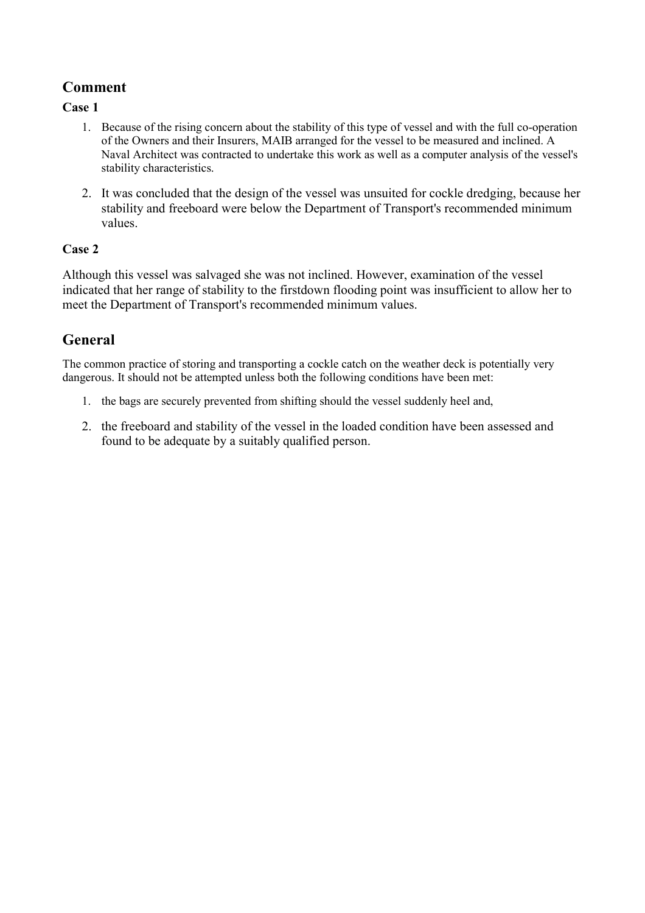## Comment

**Case 1**

1. Because of the rising concern about the stability of this type of vessel and with the full co-operation of the Owners and their Insurers, MAIB arranged for the vessel to be measured and inclined. A Naval Architect was contracted to undertake this work as well as a computer analysis of the vessel's stability characteristics.
2. It was concluded that the design of the vessel was unsuited for cockle dredging, because her stability and freeboard were below the Department of Transport's recommended minimum values.

**Case 2**

Although this vessel was salvaged she was not inclined. However, examination of the vessel indicated that her range of stability to the firstdown flooding point was insufficient to allow her to meet the Department of Transport's recommended minimum values.

## General

The common practice of storing and transporting a cockle catch on the weather deck is potentially very dangerous. It should not be attempted unless both the following conditions have been met:

1. the bags are securely prevented from shifting should the vessel suddenly heel and,
2. the freeboard and stability of the vessel in the loaded condition have been assessed and found to be adequate by a suitably qualified person.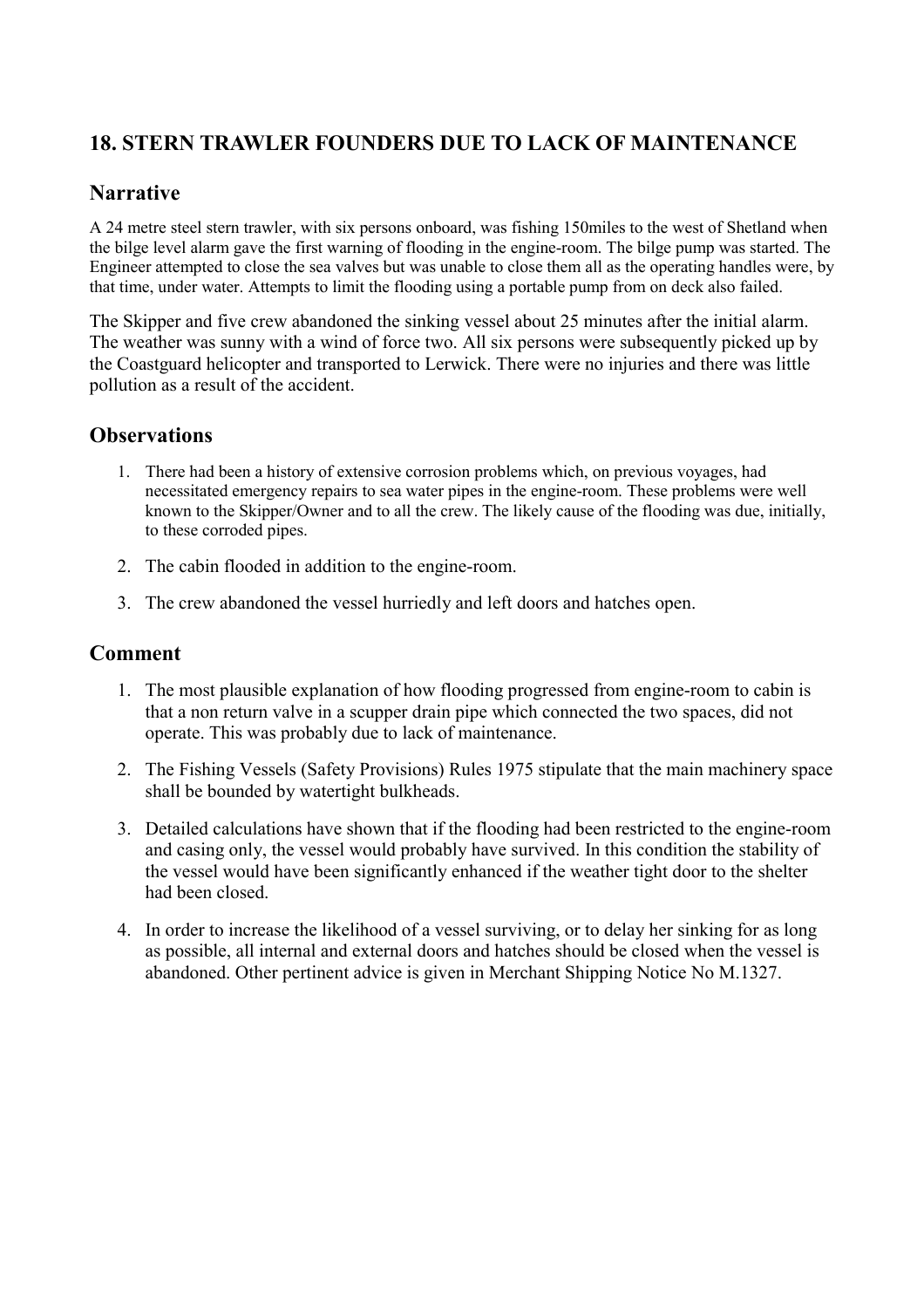## 18. STERN TRAWLER FOUNDERS DUE TO LACK OF MAINTENANCE

### Narrative

A 24 metre steel stern trawler, with six persons onboard, was fishing 150miles to the west of Shetland when the bilge level alarm gave the first warning of flooding in the engine-room. The bilge pump was started. The Engineer attempted to close the sea valves but was unable to close them all as the operating handles were, by that time, under water. Attempts to limit the flooding using a portable pump from on deck also failed.

The Skipper and five crew abandoned the sinking vessel about 25 minutes after the initial alarm. The weather was sunny with a wind of force two. All six persons were subsequently picked up by the Coastguard helicopter and transported to Lerwick. There were no injuries and there was little pollution as a result of the accident.

### Observations

1. There had been a history of extensive corrosion problems which, on previous voyages, had necessitated emergency repairs to sea water pipes in the engine-room. These problems were well known to the Skipper/Owner and to all the crew. The likely cause of the flooding was due, initially, to these corroded pipes.
2. The cabin flooded in addition to the engine-room.
3. The crew abandoned the vessel hurriedly and left doors and hatches open.

### Comment

1. The most plausible explanation of how flooding progressed from engine-room to cabin is that a non return valve in a scupper drain pipe which connected the two spaces, did not operate. This was probably due to lack of maintenance.
2. The Fishing Vessels (Safety Provisions) Rules 1975 stipulate that the main machinery space shall be bounded by watertight bulkheads.
3. Detailed calculations have shown that if the flooding had been restricted to the engine-room and casing only, the vessel would probably have survived. In this condition the stability of the vessel would have been significantly enhanced if the weather tight door to the shelter had been closed.
4. In order to increase the likelihood of a vessel surviving, or to delay her sinking for as long as possible, all internal and external doors and hatches should be closed when the vessel is abandoned. Other pertinent advice is given in Merchant Shipping Notice No M.1327.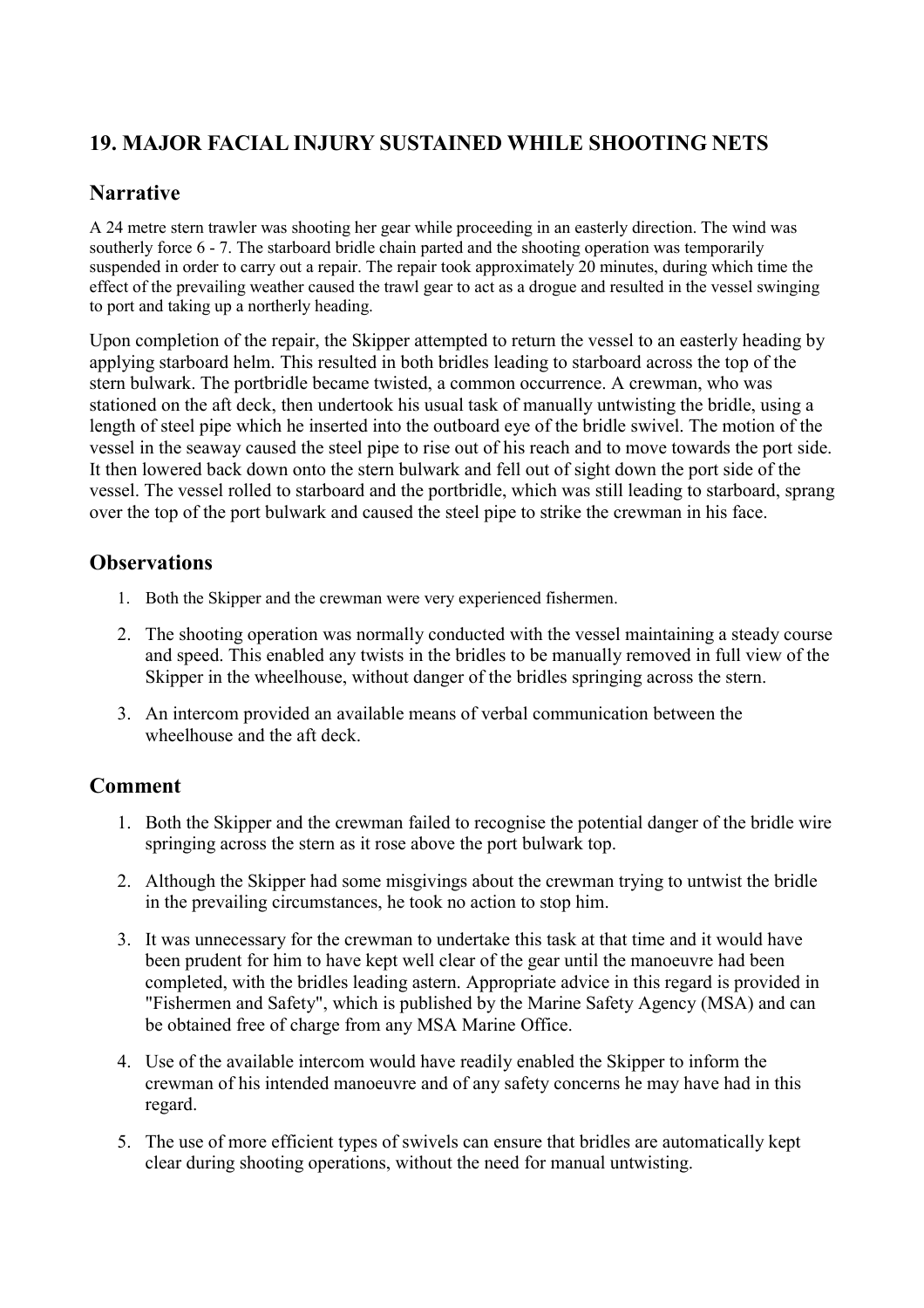## 19. MAJOR FACIAL INJURY SUSTAINED WHILE SHOOTING NETS

### Narrative

A 24 metre stern trawler was shooting her gear while proceeding in an easterly direction. The wind was southerly force 6 - 7. The starboard bridle chain parted and the shooting operation was temporarily suspended in order to carry out a repair. The repair took approximately 20 minutes, during which time the effect of the prevailing weather caused the trawl gear to act as a drogue and resulted in the vessel swinging to port and taking up a northerly heading.

Upon completion of the repair, the Skipper attempted to return the vessel to an easterly heading by applying starboard helm. This resulted in both bridles leading to starboard across the top of the stern bulwark. The portbridle became twisted, a common occurrence. A crewman, who was stationed on the aft deck, then undertook his usual task of manually untwisting the bridle, using a length of steel pipe which he inserted into the outboard eye of the bridle swivel. The motion of the vessel in the seaway caused the steel pipe to rise out of his reach and to move towards the port side. It then lowered back down onto the stern bulwark and fell out of sight down the port side of the vessel. The vessel rolled to starboard and the portbridle, which was still leading to starboard, sprang over the top of the port bulwark and caused the steel pipe to strike the crewman in his face.

### Observations

1. Both the Skipper and the crewman were very experienced fishermen.
2. The shooting operation was normally conducted with the vessel maintaining a steady course and speed. This enabled any twists in the bridles to be manually removed in full view of the Skipper in the wheelhouse, without danger of the bridles springing across the stern.
3. An intercom provided an available means of verbal communication between the wheelhouse and the aft deck.

### Comment

1. Both the Skipper and the crewman failed to recognise the potential danger of the bridle wire springing across the stern as it rose above the port bulwark top.
2. Although the Skipper had some misgivings about the crewman trying to untwist the bridle in the prevailing circumstances, he took no action to stop him.
3. It was unnecessary for the crewman to undertake this task at that time and it would have been prudent for him to have kept well clear of the gear until the manoeuvre had been completed, with the bridles leading astern. Appropriate advice in this regard is provided in "Fishermen and Safety", which is published by the Marine Safety Agency (MSA) and can be obtained free of charge from any MSA Marine Office.
4. Use of the available intercom would have readily enabled the Skipper to inform the crewman of his intended manoeuvre and of any safety concerns he may have had in this regard.
5. The use of more efficient types of swivels can ensure that bridles are automatically kept clear during shooting operations, without the need for manual untwisting.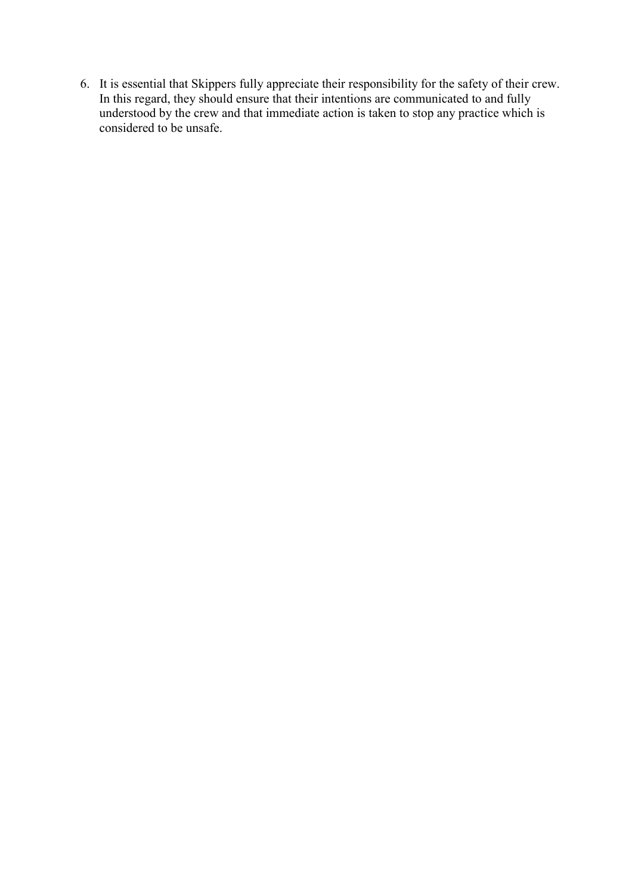6. It is essential that Skippers fully appreciate their responsibility for the safety of their crew. In this regard, they should ensure that their intentions are communicated to and fully understood by the crew and that immediate action is taken to stop any practice which is considered to be unsafe.